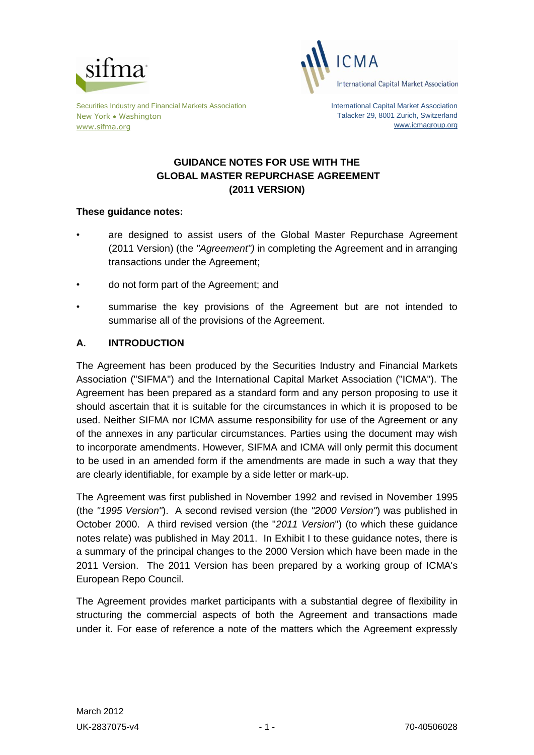sifma

Securities Industry and Financial Markets Association
New York • Washington
www.sifma.org

ICMA
International Capital Market Association

International Capital Market Association
Talacker 29, 8001 Zurich, Switzerland
www.icmagroup.org

# GUIDANCE NOTES FOR USE WITH THE GLOBAL MASTER REPURCHASE AGREEMENT (2011 VERSION)

**These guidance notes:**

- are designed to assist users of the Global Master Repurchase Agreement (2011 Version) (the *"Agreement")* in completing the Agreement and in arranging transactions under the Agreement;
- do not form part of the Agreement; and
- summarise the key provisions of the Agreement but are not intended to summarise all of the provisions of the Agreement.

## A. INTRODUCTION

The Agreement has been produced by the Securities Industry and Financial Markets Association ("SIFMA") and the International Capital Market Association ("ICMA"). The Agreement has been prepared as a standard form and any person proposing to use it should ascertain that it is suitable for the circumstances in which it is proposed to be used. Neither SIFMA nor ICMA assume responsibility for use of the Agreement or any of the annexes in any particular circumstances. Parties using the document may wish to incorporate amendments. However, SIFMA and ICMA will only permit this document to be used in an amended form if the amendments are made in such a way that they are clearly identifiable, for example by a side letter or mark-up.

The Agreement was first published in November 1992 and revised in November 1995 (the *"1995 Version"*). A second revised version (the *"2000 Version"*) was published in October 2000. A third revised version (the "*2011 Version*") (to which these guidance notes relate) was published in May 2011. In Exhibit I to these guidance notes, there is a summary of the principal changes to the 2000 Version which have been made in the 2011 Version. The 2011 Version has been prepared by a working group of ICMA's European Repo Council.

The Agreement provides market participants with a substantial degree of flexibility in structuring the commercial aspects of both the Agreement and transactions made under it. For ease of reference a note of the matters which the Agreement expressly

March 2012
UK-2837075-v4 70-40506028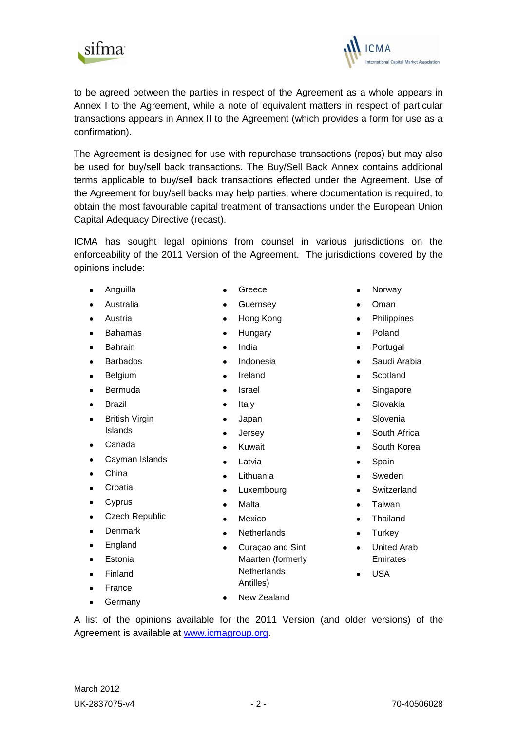to be agreed between the parties in respect of the Agreement as a whole appears in Annex I to the Agreement, while a note of equivalent matters in respect of particular transactions appears in Annex II to the Agreement (which provides a form for use as a confirmation).

The Agreement is designed for use with repurchase transactions (repos) but may also be used for buy/sell back transactions. The Buy/Sell Back Annex contains additional terms applicable to buy/sell back transactions effected under the Agreement. Use of the Agreement for buy/sell backs may help parties, where documentation is required, to obtain the most favourable capital treatment of transactions under the European Union Capital Adequacy Directive (recast).

ICMA has sought legal opinions from counsel in various jurisdictions on the enforceability of the 2011 Version of the Agreement. The jurisdictions covered by the opinions include:

- Anguilla
- Australia
- Austria
- Bahamas
- Bahrain
- Barbados
- Belgium
- Bermuda
- Brazil
- British Virgin Islands
- Canada
- Cayman Islands
- China
- Croatia
- Cyprus
- Czech Republic
- Denmark
- England
- Estonia
- Finland
- France
- Germany
- Greece
- Guernsey
- Hong Kong
- Hungary
- India
- Indonesia
- Ireland
- Israel
- Italy
- Japan
- Jersey
- Kuwait
- Latvia
- Lithuania
- Luxembourg
- Malta
- Mexico
- Netherlands
- Curaçao and Sint Maarten (formerly Netherlands Antilles)
- New Zealand
- Norway
- Oman
- Philippines
- Poland
- Portugal
- Saudi Arabia
- Scotland
- Singapore
- Slovakia
- Slovenia
- South Africa
- South Korea
- Spain
- Sweden
- Switzerland
- Taiwan
- Thailand
- Turkey
- United Arab Emirates
- USA

A list of the opinions available for the 2011 Version (and older versions) of the Agreement is available at [www.icmagroup.org](www.icmagroup.org).

March 2012

UK-2837075-v4 70-40506028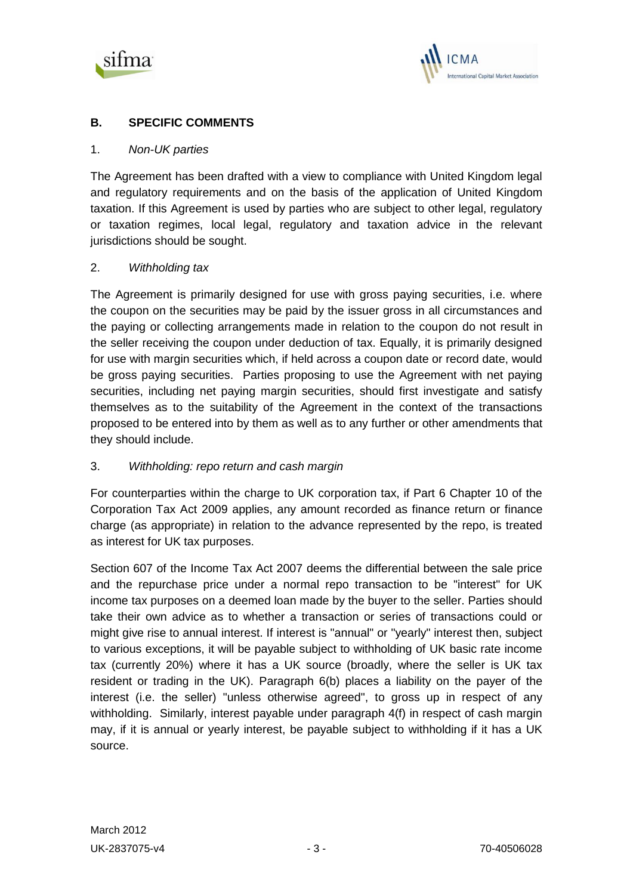## B. SPECIFIC COMMENTS

### 1. *Non-UK parties*

The Agreement has been drafted with a view to compliance with United Kingdom legal and regulatory requirements and on the basis of the application of United Kingdom taxation. If this Agreement is used by parties who are subject to other legal, regulatory or taxation regimes, local legal, regulatory and taxation advice in the relevant jurisdictions should be sought.

### 2. *Withholding tax*

The Agreement is primarily designed for use with gross paying securities, i.e. where the coupon on the securities may be paid by the issuer gross in all circumstances and the paying or collecting arrangements made in relation to the coupon do not result in the seller receiving the coupon under deduction of tax. Equally, it is primarily designed for use with margin securities which, if held across a coupon date or record date, would be gross paying securities. Parties proposing to use the Agreement with net paying securities, including net paying margin securities, should first investigate and satisfy themselves as to the suitability of the Agreement in the context of the transactions proposed to be entered into by them as well as to any further or other amendments that they should include.

### 3. *Withholding: repo return and cash margin*

For counterparties within the charge to UK corporation tax, if Part 6 Chapter 10 of the Corporation Tax Act 2009 applies, any amount recorded as finance return or finance charge (as appropriate) in relation to the advance represented by the repo, is treated as interest for UK tax purposes.

Section 607 of the Income Tax Act 2007 deems the differential between the sale price and the repurchase price under a normal repo transaction to be "interest" for UK income tax purposes on a deemed loan made by the buyer to the seller. Parties should take their own advice as to whether a transaction or series of transactions could or might give rise to annual interest. If interest is "annual" or "yearly" interest then, subject to various exceptions, it will be payable subject to withholding of UK basic rate income tax (currently 20%) where it has a UK source (broadly, where the seller is UK tax resident or trading in the UK). Paragraph 6(b) places a liability on the payer of the interest (i.e. the seller) "unless otherwise agreed", to gross up in respect of any withholding. Similarly, interest payable under paragraph 4(f) in respect of cash margin may, if it is annual or yearly interest, be payable subject to withholding if it has a UK source.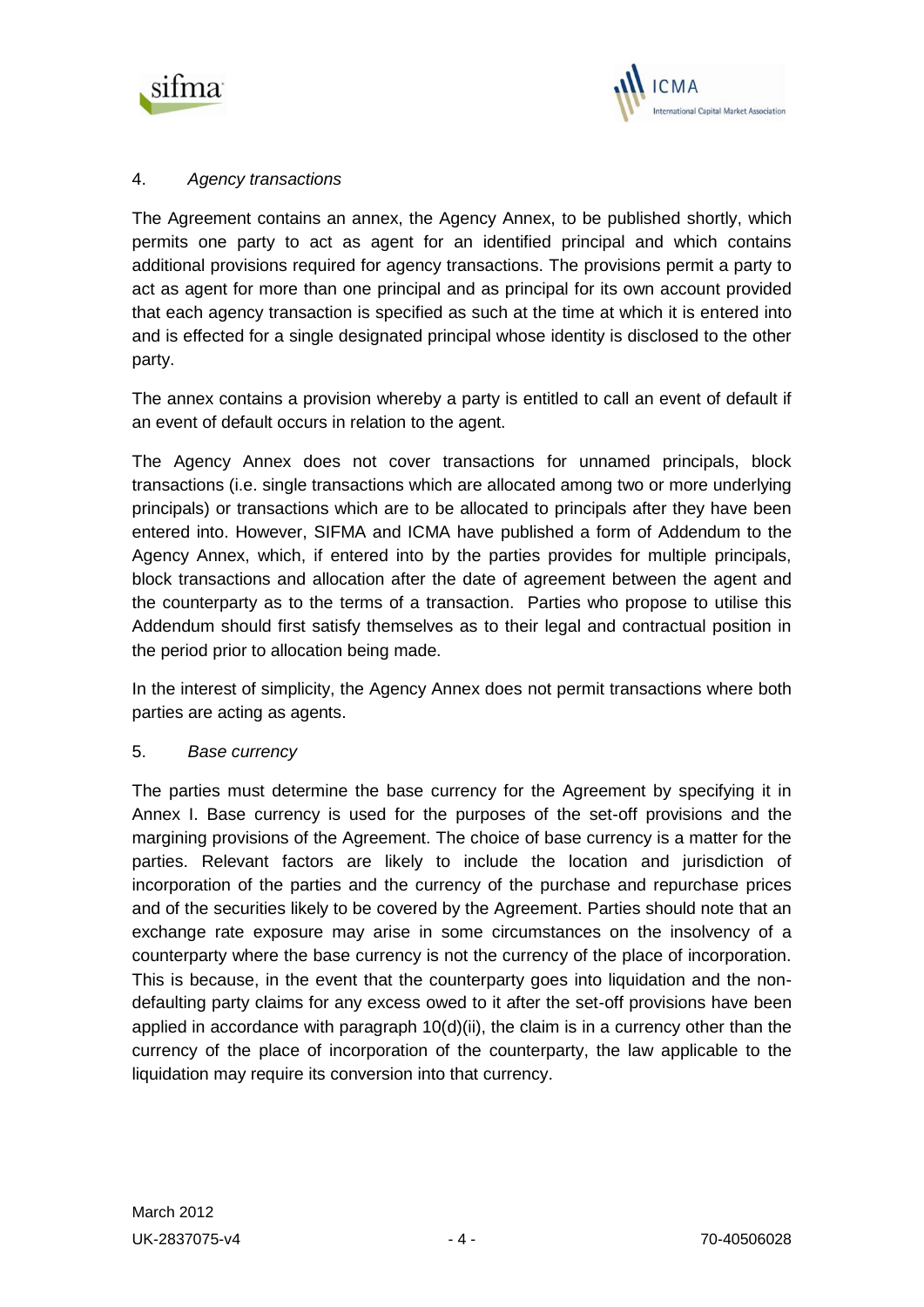4. *Agency transactions*

The Agreement contains an annex, the Agency Annex, to be published shortly, which permits one party to act as agent for an identified principal and which contains additional provisions required for agency transactions. The provisions permit a party to act as agent for more than one principal and as principal for its own account provided that each agency transaction is specified as such at the time at which it is entered into and is effected for a single designated principal whose identity is disclosed to the other party.

The annex contains a provision whereby a party is entitled to call an event of default if an event of default occurs in relation to the agent.

The Agency Annex does not cover transactions for unnamed principals, block transactions (i.e. single transactions which are allocated among two or more underlying principals) or transactions which are to be allocated to principals after they have been entered into. However, SIFMA and ICMA have published a form of Addendum to the Agency Annex, which, if entered into by the parties provides for multiple principals, block transactions and allocation after the date of agreement between the agent and the counterparty as to the terms of a transaction. Parties who propose to utilise this Addendum should first satisfy themselves as to their legal and contractual position in the period prior to allocation being made.

In the interest of simplicity, the Agency Annex does not permit transactions where both parties are acting as agents.

5. *Base currency*

The parties must determine the base currency for the Agreement by specifying it in Annex I. Base currency is used for the purposes of the set-off provisions and the margining provisions of the Agreement. The choice of base currency is a matter for the parties. Relevant factors are likely to include the location and jurisdiction of incorporation of the parties and the currency of the purchase and repurchase prices and of the securities likely to be covered by the Agreement. Parties should note that an exchange rate exposure may arise in some circumstances on the insolvency of a counterparty where the base currency is not the currency of the place of incorporation. This is because, in the event that the counterparty goes into liquidation and the non-defaulting party claims for any excess owed to it after the set-off provisions have been applied in accordance with paragraph 10(d)(ii), the claim is in a currency other than the currency of the place of incorporation of the counterparty, the law applicable to the liquidation may require its conversion into that currency.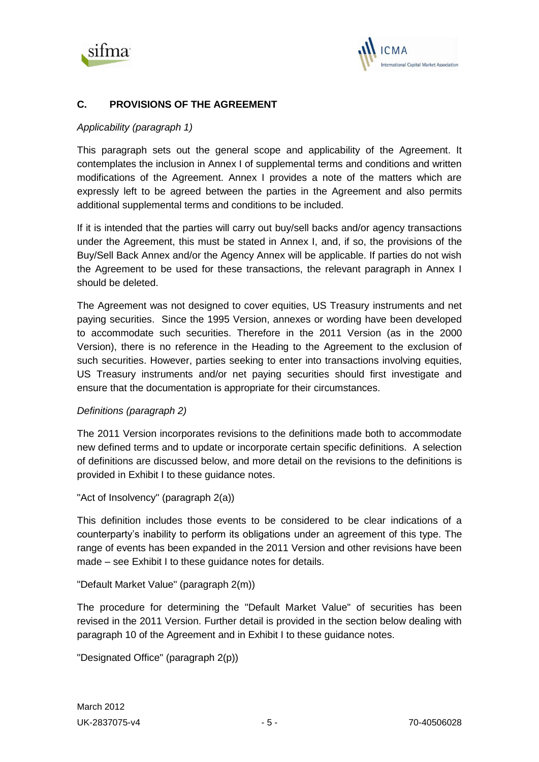## C. PROVISIONS OF THE AGREEMENT

*Applicability (paragraph 1)*

This paragraph sets out the general scope and applicability of the Agreement. It contemplates the inclusion in Annex I of supplemental terms and conditions and written modifications of the Agreement. Annex I provides a note of the matters which are expressly left to be agreed between the parties in the Agreement and also permits additional supplemental terms and conditions to be included.

If it is intended that the parties will carry out buy/sell backs and/or agency transactions under the Agreement, this must be stated in Annex I, and, if so, the provisions of the Buy/Sell Back Annex and/or the Agency Annex will be applicable. If parties do not wish the Agreement to be used for these transactions, the relevant paragraph in Annex I should be deleted.

The Agreement was not designed to cover equities, US Treasury instruments and net paying securities. Since the 1995 Version, annexes or wording have been developed to accommodate such securities. Therefore in the 2011 Version (as in the 2000 Version), there is no reference in the Heading to the Agreement to the exclusion of such securities. However, parties seeking to enter into transactions involving equities, US Treasury instruments and/or net paying securities should first investigate and ensure that the documentation is appropriate for their circumstances.

*Definitions (paragraph 2)*

The 2011 Version incorporates revisions to the definitions made both to accommodate new defined terms and to update or incorporate certain specific definitions. A selection of definitions are discussed below, and more detail on the revisions to the definitions is provided in Exhibit I to these guidance notes.

"Act of Insolvency" (paragraph 2(a))

This definition includes those events to be considered to be clear indications of a counterparty's inability to perform its obligations under an agreement of this type. The range of events has been expanded in the 2011 Version and other revisions have been made – see Exhibit I to these guidance notes for details.

"Default Market Value" (paragraph 2(m))

The procedure for determining the "Default Market Value" of securities has been revised in the 2011 Version. Further detail is provided in the section below dealing with paragraph 10 of the Agreement and in Exhibit I to these guidance notes.

"Designated Office" (paragraph 2(p))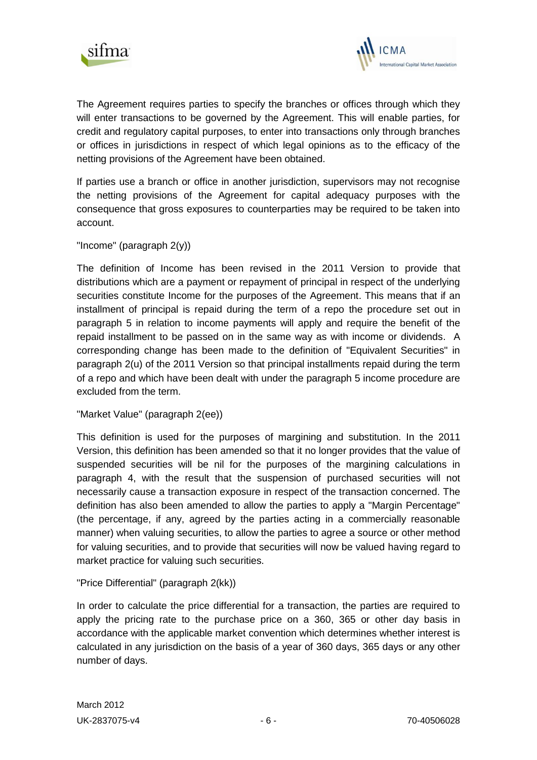The Agreement requires parties to specify the branches or offices through which they will enter transactions to be governed by the Agreement. This will enable parties, for credit and regulatory capital purposes, to enter into transactions only through branches or offices in jurisdictions in respect of which legal opinions as to the efficacy of the netting provisions of the Agreement have been obtained.

If parties use a branch or office in another jurisdiction, supervisors may not recognise the netting provisions of the Agreement for capital adequacy purposes with the consequence that gross exposures to counterparties may be required to be taken into account.

"Income" (paragraph 2(y))

The definition of Income has been revised in the 2011 Version to provide that distributions which are a payment or repayment of principal in respect of the underlying securities constitute Income for the purposes of the Agreement. This means that if an installment of principal is repaid during the term of a repo the procedure set out in paragraph 5 in relation to income payments will apply and require the benefit of the repaid installment to be passed on in the same way as with income or dividends. A corresponding change has been made to the definition of "Equivalent Securities" in paragraph 2(u) of the 2011 Version so that principal installments repaid during the term of a repo and which have been dealt with under the paragraph 5 income procedure are excluded from the term.

"Market Value" (paragraph 2(ee))

This definition is used for the purposes of margining and substitution. In the 2011 Version, this definition has been amended so that it no longer provides that the value of suspended securities will be nil for the purposes of the margining calculations in paragraph 4, with the result that the suspension of purchased securities will not necessarily cause a transaction exposure in respect of the transaction concerned. The definition has also been amended to allow the parties to apply a "Margin Percentage" (the percentage, if any, agreed by the parties acting in a commercially reasonable manner) when valuing securities, to allow the parties to agree a source or other method for valuing securities, and to provide that securities will now be valued having regard to market practice for valuing such securities.

"Price Differential" (paragraph 2(kk))

In order to calculate the price differential for a transaction, the parties are required to apply the pricing rate to the purchase price on a 360, 365 or other day basis in accordance with the applicable market convention which determines whether interest is calculated in any jurisdiction on the basis of a year of 360 days, 365 days or any other number of days.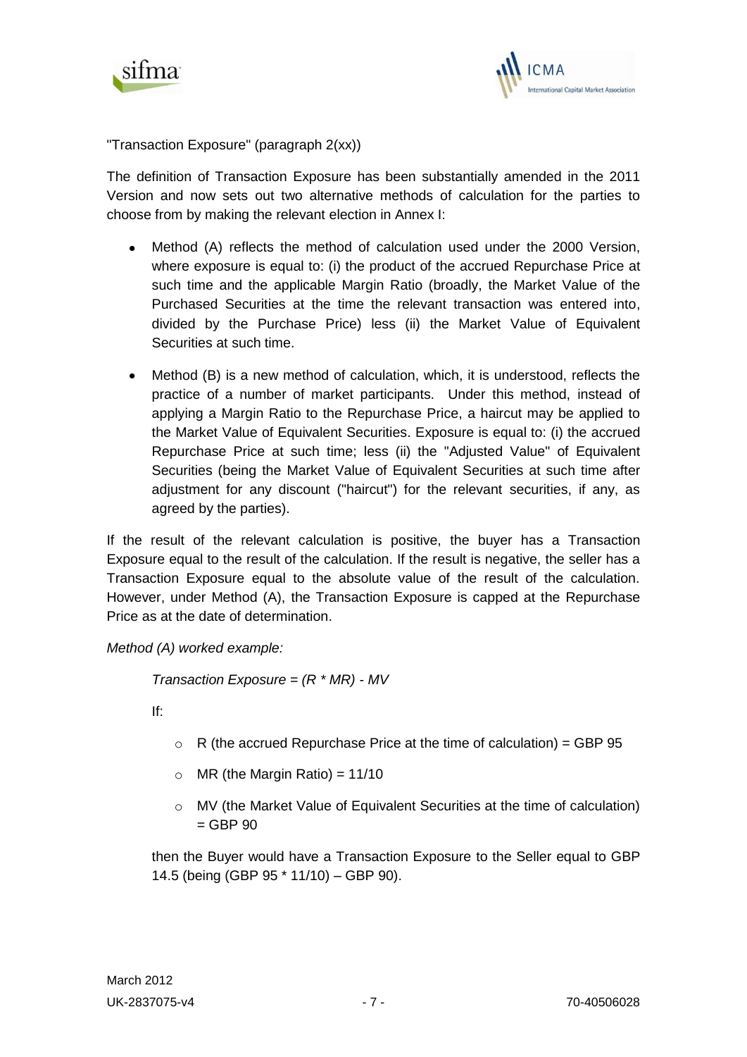"Transaction Exposure" (paragraph 2(xx))

The definition of Transaction Exposure has been substantially amended in the 2011 Version and now sets out two alternative methods of calculation for the parties to choose from by making the relevant election in Annex I:

- Method (A) reflects the method of calculation used under the 2000 Version, where exposure is equal to: (i) the product of the accrued Repurchase Price at such time and the applicable Margin Ratio (broadly, the Market Value of the Purchased Securities at the time the relevant transaction was entered into, divided by the Purchase Price) less (ii) the Market Value of Equivalent Securities at such time.
- Method (B) is a new method of calculation, which, it is understood, reflects the practice of a number of market participants. Under this method, instead of applying a Margin Ratio to the Repurchase Price, a haircut may be applied to the Market Value of Equivalent Securities. Exposure is equal to: (i) the accrued Repurchase Price at such time; less (ii) the "Adjusted Value" of Equivalent Securities (being the Market Value of Equivalent Securities at such time after adjustment for any discount ("haircut") for the relevant securities, if any, as agreed by the parties).

If the result of the relevant calculation is positive, the buyer has a Transaction Exposure equal to the result of the calculation. If the result is negative, the seller has a Transaction Exposure equal to the absolute value of the result of the calculation. However, under Method (A), the Transaction Exposure is capped at the Repurchase Price as at the date of determination.

*Method (A) worked example:*

*Transaction Exposure = (R * MR) - MV*

If:

- R (the accrued Repurchase Price at the time of calculation) = GBP 95
- MR (the Margin Ratio) = 11/10
- MV (the Market Value of Equivalent Securities at the time of calculation) = GBP 90

then the Buyer would have a Transaction Exposure to the Seller equal to GBP 14.5 (being (GBP 95 * 11/10) – GBP 90).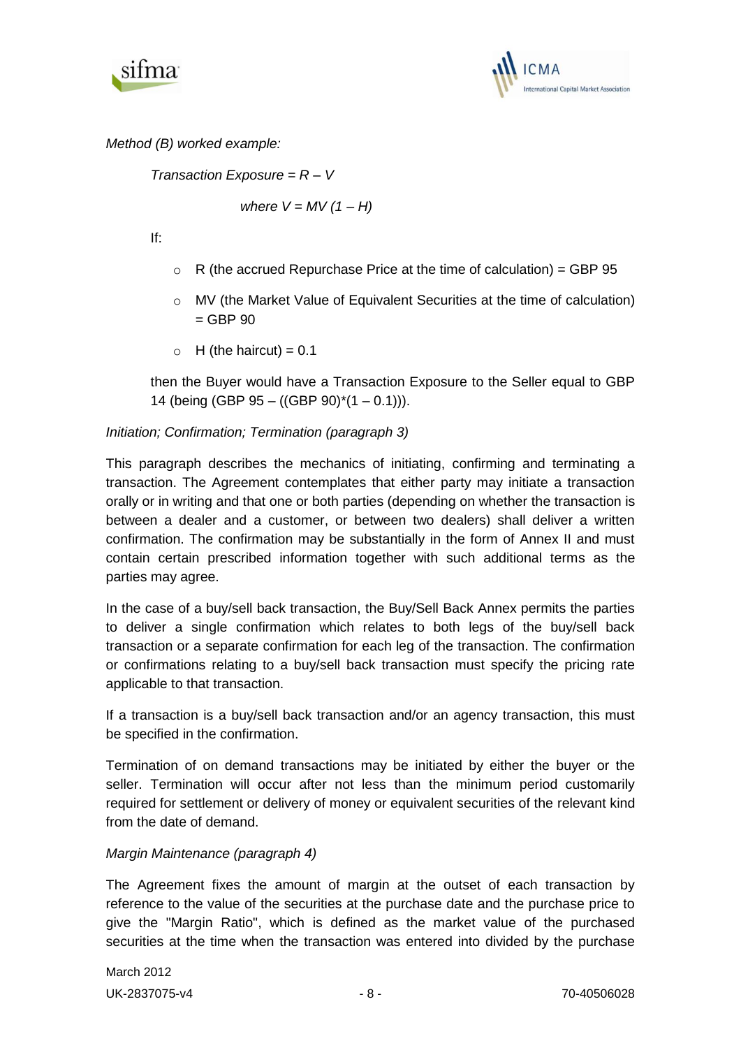*Method (B) worked example:*

*Transaction Exposure = $R – V$*

*where $V = MV (1 – H)$*

If:

- R (the accrued Repurchase Price at the time of calculation) = GBP 95
- MV (the Market Value of Equivalent Securities at the time of calculation) = GBP 90
- H (the haircut) = 0.1

then the Buyer would have a Transaction Exposure to the Seller equal to GBP 14 (being (GBP 95 – ((GBP 90)*(1 – 0.1))).

*Initiation; Confirmation; Termination (paragraph 3)*

This paragraph describes the mechanics of initiating, confirming and terminating a transaction. The Agreement contemplates that either party may initiate a transaction orally or in writing and that one or both parties (depending on whether the transaction is between a dealer and a customer, or between two dealers) shall deliver a written confirmation. The confirmation may be substantially in the form of Annex II and must contain certain prescribed information together with such additional terms as the parties may agree.

In the case of a buy/sell back transaction, the Buy/Sell Back Annex permits the parties to deliver a single confirmation which relates to both legs of the buy/sell back transaction or a separate confirmation for each leg of the transaction. The confirmation or confirmations relating to a buy/sell back transaction must specify the pricing rate applicable to that transaction.

If a transaction is a buy/sell back transaction and/or an agency transaction, this must be specified in the confirmation.

Termination of on demand transactions may be initiated by either the buyer or the seller. Termination will occur after not less than the minimum period customarily required for settlement or delivery of money or equivalent securities of the relevant kind from the date of demand.

*Margin Maintenance (paragraph 4)*

The Agreement fixes the amount of margin at the outset of each transaction by reference to the value of the securities at the purchase date and the purchase price to give the "Margin Ratio", which is defined as the market value of the purchased securities at the time when the transaction was entered into divided by the purchase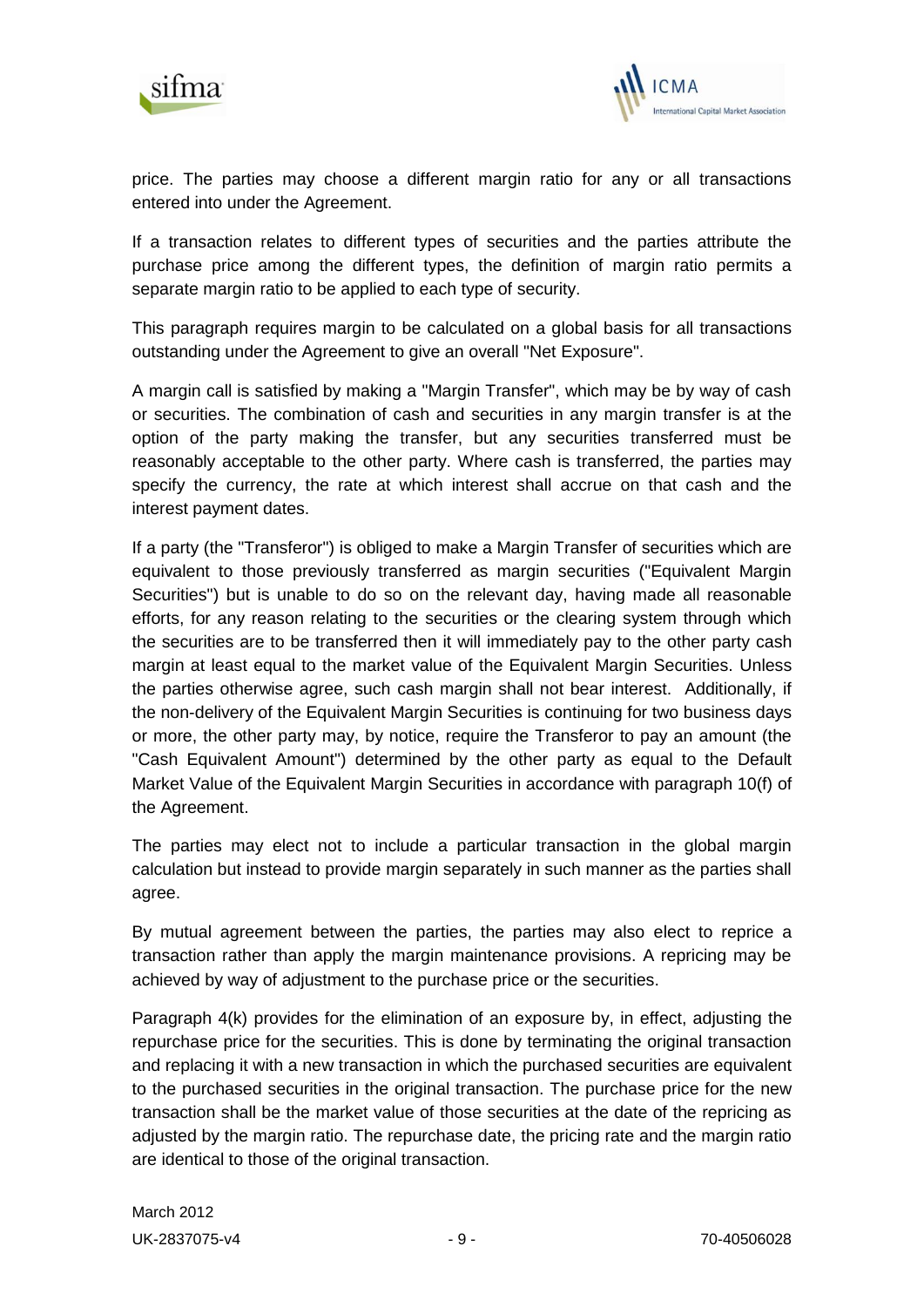price. The parties may choose a different margin ratio for any or all transactions entered into under the Agreement.

If a transaction relates to different types of securities and the parties attribute the purchase price among the different types, the definition of margin ratio permits a separate margin ratio to be applied to each type of security.

This paragraph requires margin to be calculated on a global basis for all transactions outstanding under the Agreement to give an overall "Net Exposure".

A margin call is satisfied by making a "Margin Transfer", which may be by way of cash or securities. The combination of cash and securities in any margin transfer is at the option of the party making the transfer, but any securities transferred must be reasonably acceptable to the other party. Where cash is transferred, the parties may specify the currency, the rate at which interest shall accrue on that cash and the interest payment dates.

If a party (the "Transferor") is obliged to make a Margin Transfer of securities which are equivalent to those previously transferred as margin securities ("Equivalent Margin Securities") but is unable to do so on the relevant day, having made all reasonable efforts, for any reason relating to the securities or the clearing system through which the securities are to be transferred then it will immediately pay to the other party cash margin at least equal to the market value of the Equivalent Margin Securities. Unless the parties otherwise agree, such cash margin shall not bear interest. Additionally, if the non-delivery of the Equivalent Margin Securities is continuing for two business days or more, the other party may, by notice, require the Transferor to pay an amount (the "Cash Equivalent Amount") determined by the other party as equal to the Default Market Value of the Equivalent Margin Securities in accordance with paragraph 10(f) of the Agreement.

The parties may elect not to include a particular transaction in the global margin calculation but instead to provide margin separately in such manner as the parties shall agree.

By mutual agreement between the parties, the parties may also elect to reprice a transaction rather than apply the margin maintenance provisions. A repricing may be achieved by way of adjustment to the purchase price or the securities.

Paragraph 4(k) provides for the elimination of an exposure by, in effect, adjusting the repurchase price for the securities. This is done by terminating the original transaction and replacing it with a new transaction in which the purchased securities are equivalent to the purchased securities in the original transaction. The purchase price for the new transaction shall be the market value of those securities at the date of the repricing as adjusted by the margin ratio. The repurchase date, the pricing rate and the margin ratio are identical to those of the original transaction.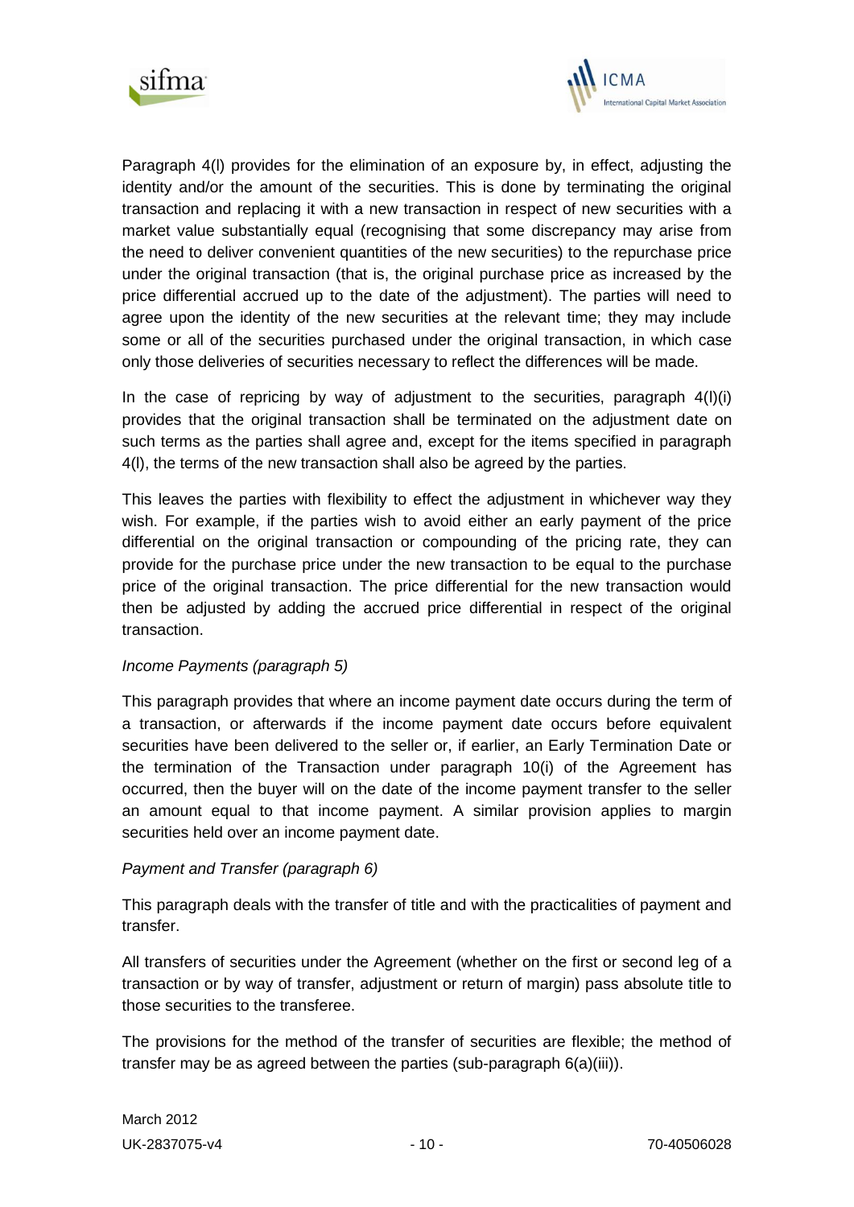Paragraph 4(l) provides for the elimination of an exposure by, in effect, adjusting the identity and/or the amount of the securities. This is done by terminating the original transaction and replacing it with a new transaction in respect of new securities with a market value substantially equal (recognising that some discrepancy may arise from the need to deliver convenient quantities of the new securities) to the repurchase price under the original transaction (that is, the original purchase price as increased by the price differential accrued up to the date of the adjustment). The parties will need to agree upon the identity of the new securities at the relevant time; they may include some or all of the securities purchased under the original transaction, in which case only those deliveries of securities necessary to reflect the differences will be made.

In the case of repricing by way of adjustment to the securities, paragraph 4(l)(i) provides that the original transaction shall be terminated on the adjustment date on such terms as the parties shall agree and, except for the items specified in paragraph 4(l), the terms of the new transaction shall also be agreed by the parties.

This leaves the parties with flexibility to effect the adjustment in whichever way they wish. For example, if the parties wish to avoid either an early payment of the price differential on the original transaction or compounding of the pricing rate, they can provide for the purchase price under the new transaction to be equal to the purchase price of the original transaction. The price differential for the new transaction would then be adjusted by adding the accrued price differential in respect of the original transaction.

*Income Payments (paragraph 5)*

This paragraph provides that where an income payment date occurs during the term of a transaction, or afterwards if the income payment date occurs before equivalent securities have been delivered to the seller or, if earlier, an Early Termination Date or the termination of the Transaction under paragraph 10(i) of the Agreement has occurred, then the buyer will on the date of the income payment transfer to the seller an amount equal to that income payment. A similar provision applies to margin securities held over an income payment date.

*Payment and Transfer (paragraph 6)*

This paragraph deals with the transfer of title and with the practicalities of payment and transfer.

All transfers of securities under the Agreement (whether on the first or second leg of a transaction or by way of transfer, adjustment or return of margin) pass absolute title to those securities to the transferee.

The provisions for the method of the transfer of securities are flexible; the method of transfer may be as agreed between the parties (sub-paragraph 6(a)(iii)).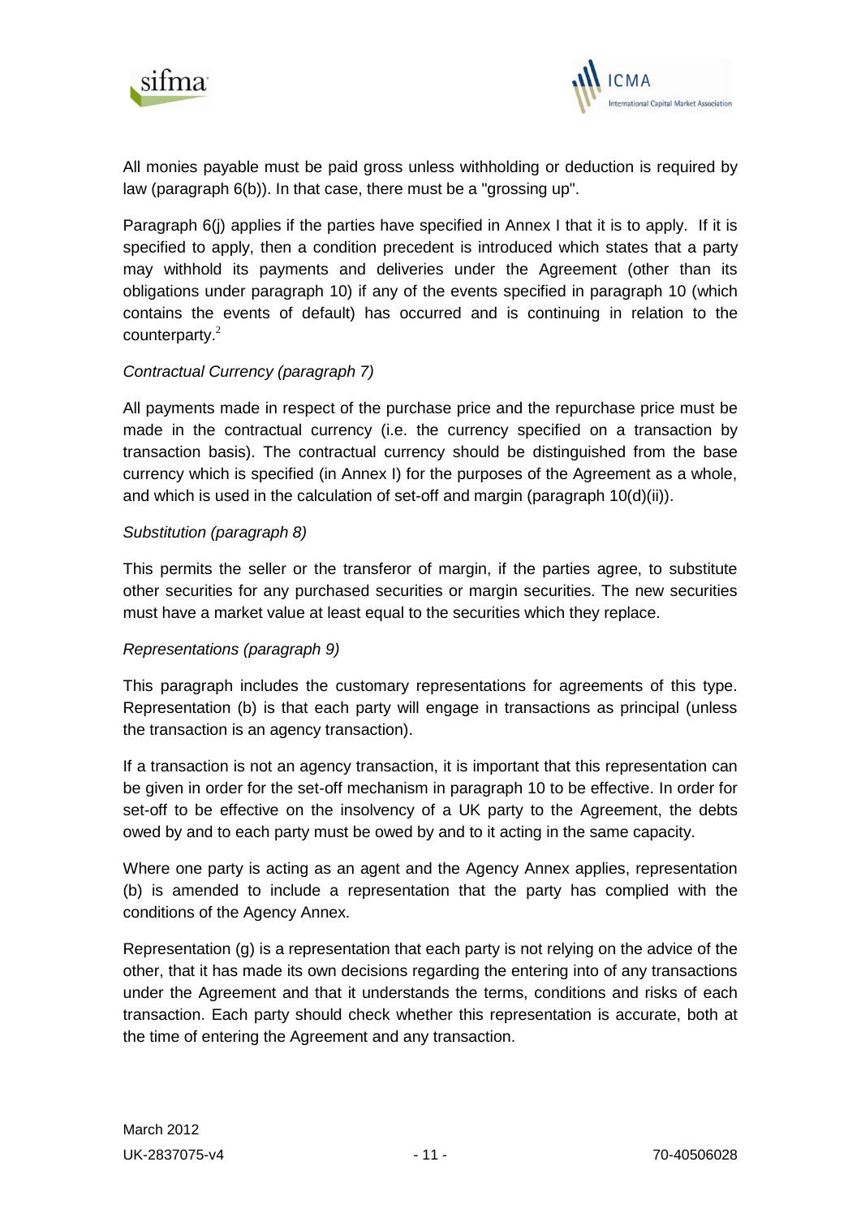All monies payable must be paid gross unless withholding or deduction is required by law (paragraph 6(b)). In that case, there must be a "grossing up".

Paragraph 6(j) applies if the parties have specified in Annex I that it is to apply. If it is specified to apply, then a condition precedent is introduced which states that a party may withhold its payments and deliveries under the Agreement (other than its obligations under paragraph 10) if any of the events specified in paragraph 10 (which contains the events of default) has occurred and is continuing in relation to the counterparty.[2]

*Contractual Currency (paragraph 7)*

All payments made in respect of the purchase price and the repurchase price must be made in the contractual currency (i.e. the currency specified on a transaction by transaction basis). The contractual currency should be distinguished from the base currency which is specified (in Annex I) for the purposes of the Agreement as a whole, and which is used in the calculation of set-off and margin (paragraph 10(d)(ii)).

*Substitution (paragraph 8)*

This permits the seller or the transferor of margin, if the parties agree, to substitute other securities for any purchased securities or margin securities. The new securities must have a market value at least equal to the securities which they replace.

*Representations (paragraph 9)*

This paragraph includes the customary representations for agreements of this type. Representation (b) is that each party will engage in transactions as principal (unless the transaction is an agency transaction).

If a transaction is not an agency transaction, it is important that this representation can be given in order for the set-off mechanism in paragraph 10 to be effective. In order for set-off to be effective on the insolvency of a UK party to the Agreement, the debts owed by and to each party must be owed by and to it acting in the same capacity.

Where one party is acting as an agent and the Agency Annex applies, representation (b) is amended to include a representation that the party has complied with the conditions of the Agency Annex.

Representation (g) is a representation that each party is not relying on the advice of the other, that it has made its own decisions regarding the entering into of any transactions under the Agreement and that it understands the terms, conditions and risks of each transaction. Each party should check whether this representation is accurate, both at the time of entering the Agreement and any transaction.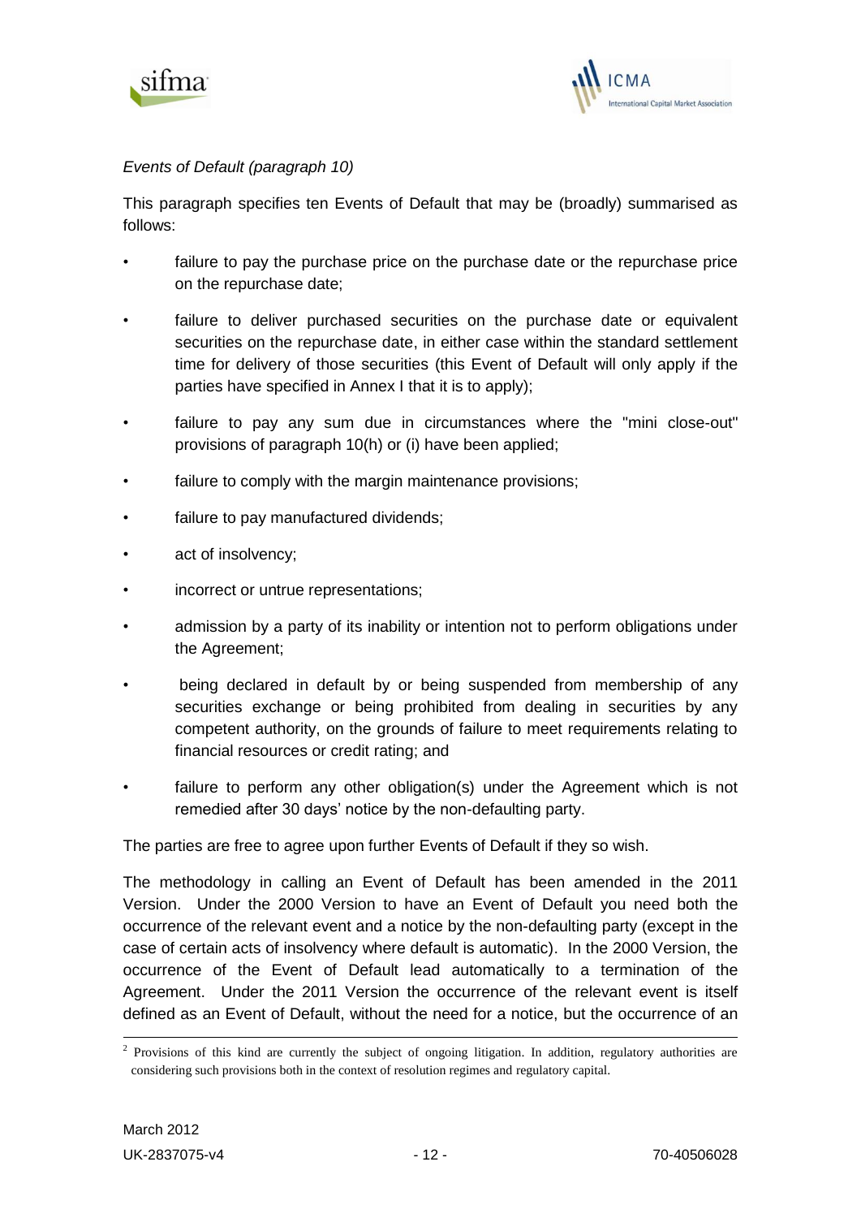*Events of Default (paragraph 10)*

This paragraph specifies ten Events of Default that may be (broadly) summarised as follows:

- failure to pay the purchase price on the purchase date or the repurchase price on the repurchase date;
- failure to deliver purchased securities on the purchase date or equivalent securities on the repurchase date, in either case within the standard settlement time for delivery of those securities (this Event of Default will only apply if the parties have specified in Annex I that it is to apply);
- failure to pay any sum due in circumstances where the "mini close-out" provisions of paragraph 10(h) or (i) have been applied;
- failure to comply with the margin maintenance provisions;
- failure to pay manufactured dividends;
- act of insolvency;
- incorrect or untrue representations;
- admission by a party of its inability or intention not to perform obligations under the Agreement;
- being declared in default by or being suspended from membership of any securities exchange or being prohibited from dealing in securities by any competent authority, on the grounds of failure to meet requirements relating to financial resources or credit rating; and
- failure to perform any other obligation(s) under the Agreement which is not remedied after 30 days' notice by the non-defaulting party.

The parties are free to agree upon further Events of Default if they so wish.

The methodology in calling an Event of Default has been amended in the 2011 Version. Under the 2000 Version to have an Event of Default you need both the occurrence of the relevant event and a notice by the non-defaulting party (except in the case of certain acts of insolvency where default is automatic). In the 2000 Version, the occurrence of the Event of Default lead automatically to a termination of the Agreement. Under the 2011 Version the occurrence of the relevant event is itself defined as an Event of Default, without the need for a notice, but the occurrence of an

---

[2] Provisions of this kind are currently the subject of ongoing litigation. In addition, regulatory authorities are considering such provisions both in the context of resolution regimes and regulatory capital.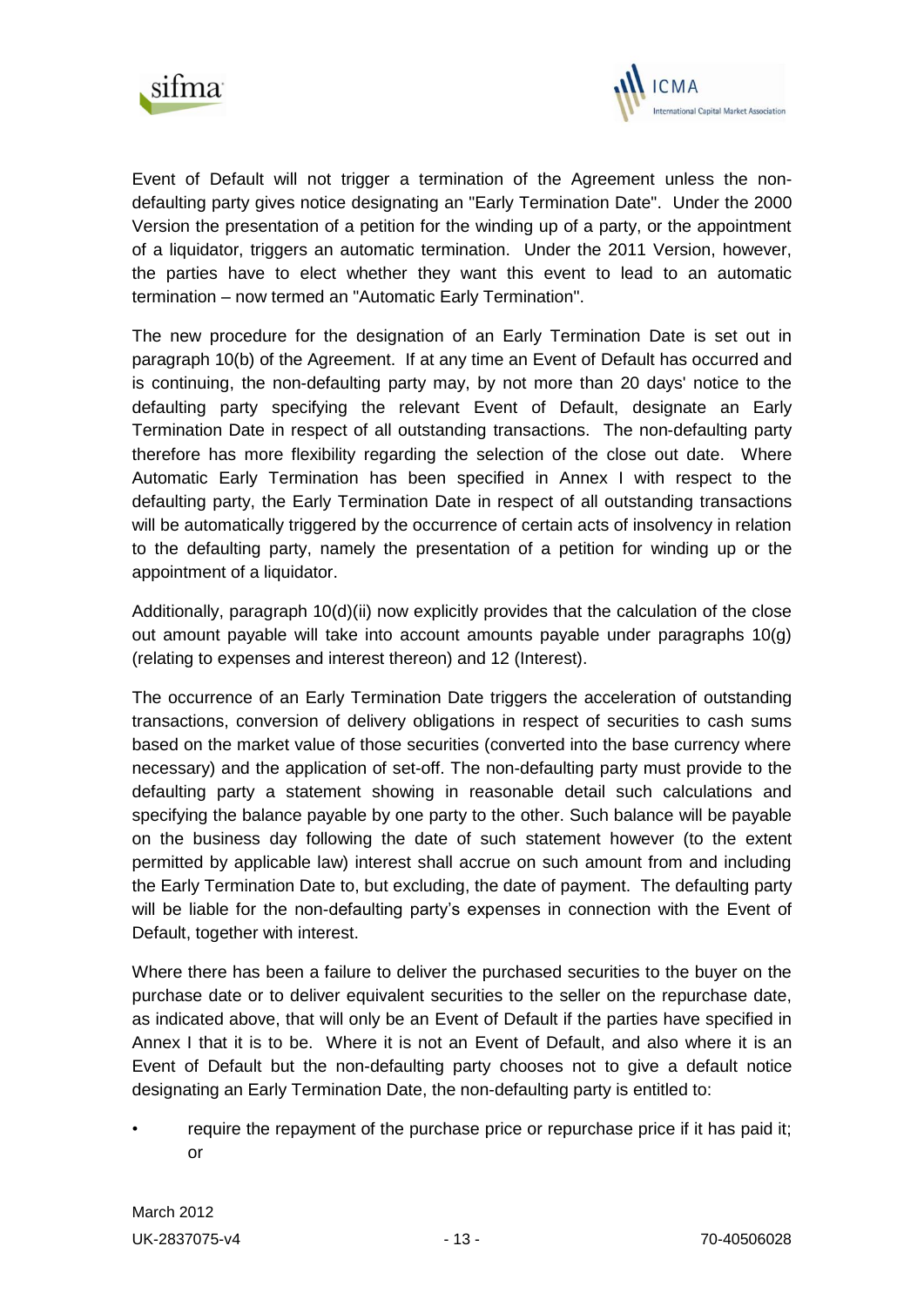Event of Default will not trigger a termination of the Agreement unless the non-defaulting party gives notice designating an "Early Termination Date". Under the 2000 Version the presentation of a petition for the winding up of a party, or the appointment of a liquidator, triggers an automatic termination. Under the 2011 Version, however, the parties have to elect whether they want this event to lead to an automatic termination – now termed an "Automatic Early Termination".

The new procedure for the designation of an Early Termination Date is set out in paragraph 10(b) of the Agreement. If at any time an Event of Default has occurred and is continuing, the non-defaulting party may, by not more than 20 days' notice to the defaulting party specifying the relevant Event of Default, designate an Early Termination Date in respect of all outstanding transactions. The non-defaulting party therefore has more flexibility regarding the selection of the close out date. Where Automatic Early Termination has been specified in Annex I with respect to the defaulting party, the Early Termination Date in respect of all outstanding transactions will be automatically triggered by the occurrence of certain acts of insolvency in relation to the defaulting party, namely the presentation of a petition for winding up or the appointment of a liquidator.

Additionally, paragraph 10(d)(ii) now explicitly provides that the calculation of the close out amount payable will take into account amounts payable under paragraphs 10(g) (relating to expenses and interest thereon) and 12 (Interest).

The occurrence of an Early Termination Date triggers the acceleration of outstanding transactions, conversion of delivery obligations in respect of securities to cash sums based on the market value of those securities (converted into the base currency where necessary) and the application of set-off. The non-defaulting party must provide to the defaulting party a statement showing in reasonable detail such calculations and specifying the balance payable by one party to the other. Such balance will be payable on the business day following the date of such statement however (to the extent permitted by applicable law) interest shall accrue on such amount from and including the Early Termination Date to, but excluding, the date of payment. The defaulting party will be liable for the non-defaulting party's expenses in connection with the Event of Default, together with interest.

Where there has been a failure to deliver the purchased securities to the buyer on the purchase date or to deliver equivalent securities to the seller on the repurchase date, as indicated above, that will only be an Event of Default if the parties have specified in Annex I that it is to be. Where it is not an Event of Default, and also where it is an Event of Default but the non-defaulting party chooses not to give a default notice designating an Early Termination Date, the non-defaulting party is entitled to:

- require the repayment of the purchase price or repurchase price if it has paid it; or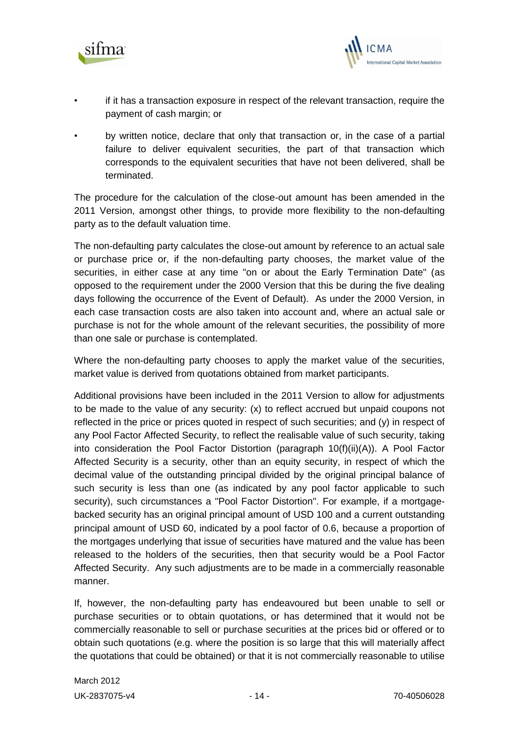- if it has a transaction exposure in respect of the relevant transaction, require the payment of cash margin; or
- by written notice, declare that only that transaction or, in the case of a partial failure to deliver equivalent securities, the part of that transaction which corresponds to the equivalent securities that have not been delivered, shall be terminated.

The procedure for the calculation of the close-out amount has been amended in the 2011 Version, amongst other things, to provide more flexibility to the non-defaulting party as to the default valuation time.

The non-defaulting party calculates the close-out amount by reference to an actual sale or purchase price or, if the non-defaulting party chooses, the market value of the securities, in either case at any time "on or about the Early Termination Date" (as opposed to the requirement under the 2000 Version that this be during the five dealing days following the occurrence of the Event of Default). As under the 2000 Version, in each case transaction costs are also taken into account and, where an actual sale or purchase is not for the whole amount of the relevant securities, the possibility of more than one sale or purchase is contemplated.

Where the non-defaulting party chooses to apply the market value of the securities, market value is derived from quotations obtained from market participants.

Additional provisions have been included in the 2011 Version to allow for adjustments to be made to the value of any security: (x) to reflect accrued but unpaid coupons not reflected in the price or prices quoted in respect of such securities; and (y) in respect of any Pool Factor Affected Security, to reflect the realisable value of such security, taking into consideration the Pool Factor Distortion (paragraph 10(f)(ii)(A)). A Pool Factor Affected Security is a security, other than an equity security, in respect of which the decimal value of the outstanding principal divided by the original principal balance of such security is less than one (as indicated by any pool factor applicable to such security), such circumstances a "Pool Factor Distortion". For example, if a mortgage-backed security has an original principal amount of USD 100 and a current outstanding principal amount of USD 60, indicated by a pool factor of 0.6, because a proportion of the mortgages underlying that issue of securities have matured and the value has been released to the holders of the securities, then that security would be a Pool Factor Affected Security. Any such adjustments are to be made in a commercially reasonable manner.

If, however, the non-defaulting party has endeavoured but been unable to sell or purchase securities or to obtain quotations, or has determined that it would not be commercially reasonable to sell or purchase securities at the prices bid or offered or to obtain such quotations (e.g. where the position is so large that this will materially affect the quotations that could be obtained) or that it is not commercially reasonable to utilise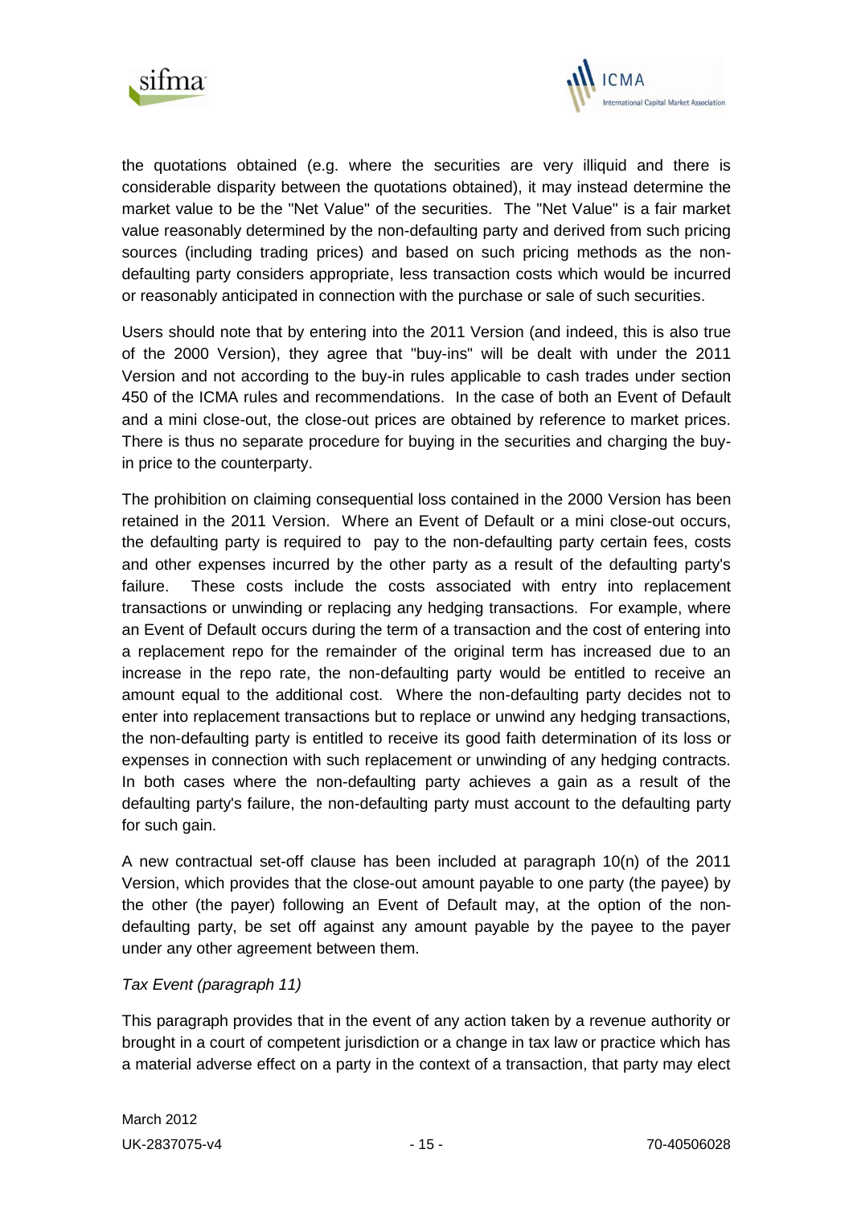the quotations obtained (e.g. where the securities are very illiquid and there is considerable disparity between the quotations obtained), it may instead determine the market value to be the "Net Value" of the securities. The "Net Value" is a fair market value reasonably determined by the non-defaulting party and derived from such pricing sources (including trading prices) and based on such pricing methods as the non-defaulting party considers appropriate, less transaction costs which would be incurred or reasonably anticipated in connection with the purchase or sale of such securities.

Users should note that by entering into the 2011 Version (and indeed, this is also true of the 2000 Version), they agree that "buy-ins" will be dealt with under the 2011 Version and not according to the buy-in rules applicable to cash trades under section 450 of the ICMA rules and recommendations. In the case of both an Event of Default and a mini close-out, the close-out prices are obtained by reference to market prices. There is thus no separate procedure for buying in the securities and charging the buy-in price to the counterparty.

The prohibition on claiming consequential loss contained in the 2000 Version has been retained in the 2011 Version. Where an Event of Default or a mini close-out occurs, the defaulting party is required to pay to the non-defaulting party certain fees, costs and other expenses incurred by the other party as a result of the defaulting party's failure. These costs include the costs associated with entry into replacement transactions or unwinding or replacing any hedging transactions. For example, where an Event of Default occurs during the term of a transaction and the cost of entering into a replacement repo for the remainder of the original term has increased due to an increase in the repo rate, the non-defaulting party would be entitled to receive an amount equal to the additional cost. Where the non-defaulting party decides not to enter into replacement transactions but to replace or unwind any hedging transactions, the non-defaulting party is entitled to receive its good faith determination of its loss or expenses in connection with such replacement or unwinding of any hedging contracts. In both cases where the non-defaulting party achieves a gain as a result of the defaulting party's failure, the non-defaulting party must account to the defaulting party for such gain.

A new contractual set-off clause has been included at paragraph 10(n) of the 2011 Version, which provides that the close-out amount payable to one party (the payee) by the other (the payer) following an Event of Default may, at the option of the non-defaulting party, be set off against any amount payable by the payee to the payer under any other agreement between them.

*Tax Event (paragraph 11)*

This paragraph provides that in the event of any action taken by a revenue authority or brought in a court of competent jurisdiction or a change in tax law or practice which has a material adverse effect on a party in the context of a transaction, that party may elect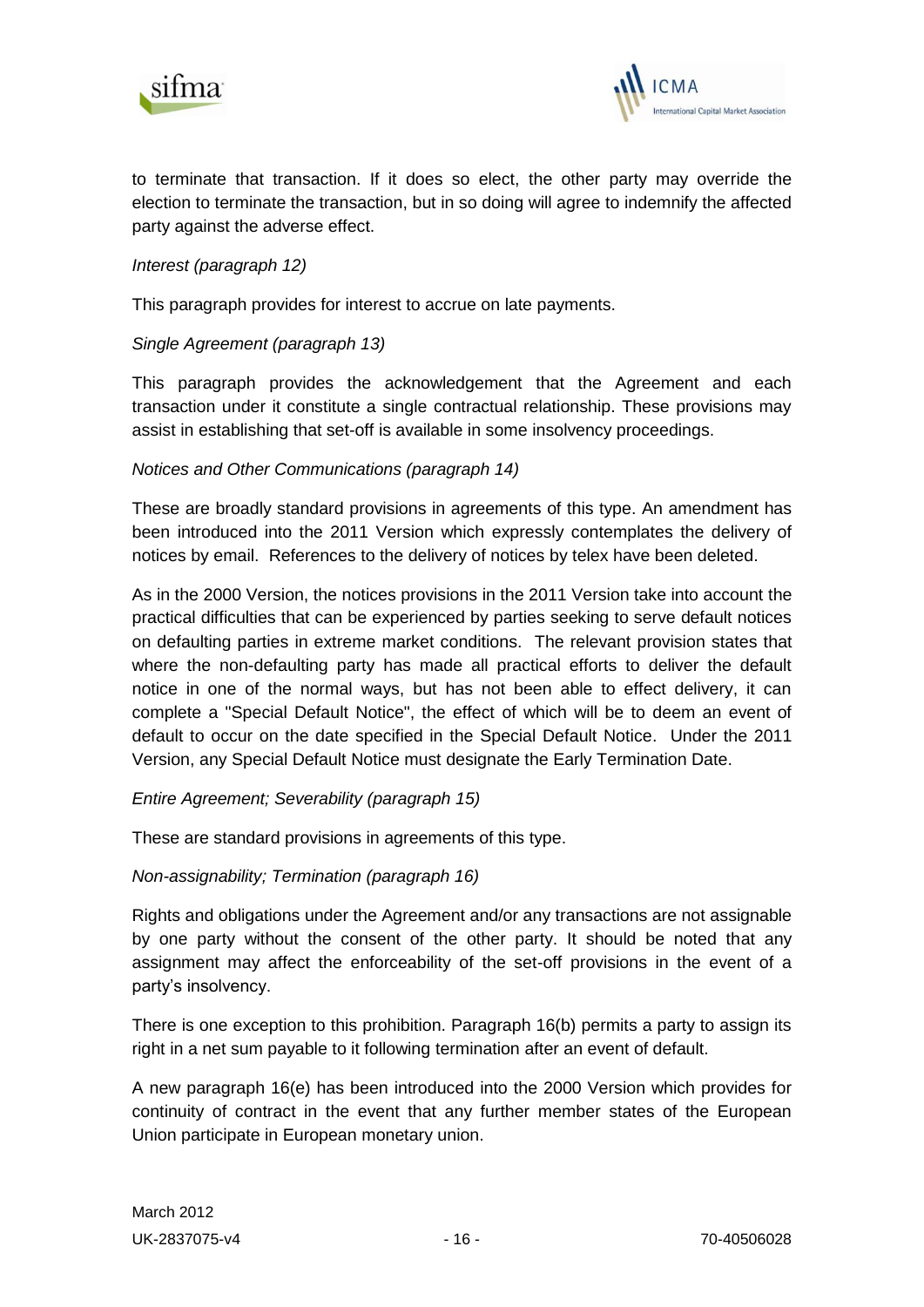to terminate that transaction. If it does so elect, the other party may override the election to terminate the transaction, but in so doing will agree to indemnify the affected party against the adverse effect.

*Interest (paragraph 12)*

This paragraph provides for interest to accrue on late payments.

*Single Agreement (paragraph 13)*

This paragraph provides the acknowledgement that the Agreement and each transaction under it constitute a single contractual relationship. These provisions may assist in establishing that set-off is available in some insolvency proceedings.

*Notices and Other Communications (paragraph 14)*

These are broadly standard provisions in agreements of this type. An amendment has been introduced into the 2011 Version which expressly contemplates the delivery of notices by email. References to the delivery of notices by telex have been deleted.

As in the 2000 Version, the notices provisions in the 2011 Version take into account the practical difficulties that can be experienced by parties seeking to serve default notices on defaulting parties in extreme market conditions. The relevant provision states that where the non-defaulting party has made all practical efforts to deliver the default notice in one of the normal ways, but has not been able to effect delivery, it can complete a "Special Default Notice", the effect of which will be to deem an event of default to occur on the date specified in the Special Default Notice. Under the 2011 Version, any Special Default Notice must designate the Early Termination Date.

*Entire Agreement; Severability (paragraph 15)*

These are standard provisions in agreements of this type.

*Non-assignability; Termination (paragraph 16)*

Rights and obligations under the Agreement and/or any transactions are not assignable by one party without the consent of the other party. It should be noted that any assignment may affect the enforceability of the set-off provisions in the event of a party's insolvency.

There is one exception to this prohibition. Paragraph 16(b) permits a party to assign its right in a net sum payable to it following termination after an event of default.

A new paragraph 16(e) has been introduced into the 2000 Version which provides for continuity of contract in the event that any further member states of the European Union participate in European monetary union.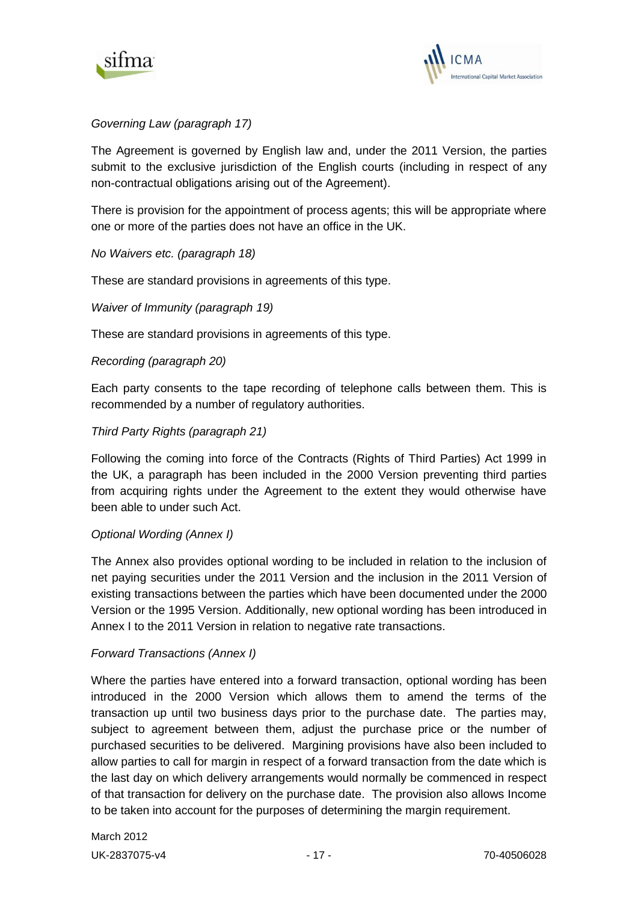*Governing Law (paragraph 17)*

The Agreement is governed by English law and, under the 2011 Version, the parties submit to the exclusive jurisdiction of the English courts (including in respect of any non-contractual obligations arising out of the Agreement).

There is provision for the appointment of process agents; this will be appropriate where one or more of the parties does not have an office in the UK.

*No Waivers etc. (paragraph 18)*

These are standard provisions in agreements of this type.

*Waiver of Immunity (paragraph 19)*

These are standard provisions in agreements of this type.

*Recording (paragraph 20)*

Each party consents to the tape recording of telephone calls between them. This is recommended by a number of regulatory authorities.

*Third Party Rights (paragraph 21)*

Following the coming into force of the Contracts (Rights of Third Parties) Act 1999 in the UK, a paragraph has been included in the 2000 Version preventing third parties from acquiring rights under the Agreement to the extent they would otherwise have been able to under such Act.

*Optional Wording (Annex I)*

The Annex also provides optional wording to be included in relation to the inclusion of net paying securities under the 2011 Version and the inclusion in the 2011 Version of existing transactions between the parties which have been documented under the 2000 Version or the 1995 Version. Additionally, new optional wording has been introduced in Annex I to the 2011 Version in relation to negative rate transactions.

*Forward Transactions (Annex I)*

Where the parties have entered into a forward transaction, optional wording has been introduced in the 2000 Version which allows them to amend the terms of the transaction up until two business days prior to the purchase date. The parties may, subject to agreement between them, adjust the purchase price or the number of purchased securities to be delivered. Margining provisions have also been included to allow parties to call for margin in respect of a forward transaction from the date which is the last day on which delivery arrangements would normally be commenced in respect of that transaction for delivery on the purchase date. The provision also allows Income to be taken into account for the purposes of determining the margin requirement.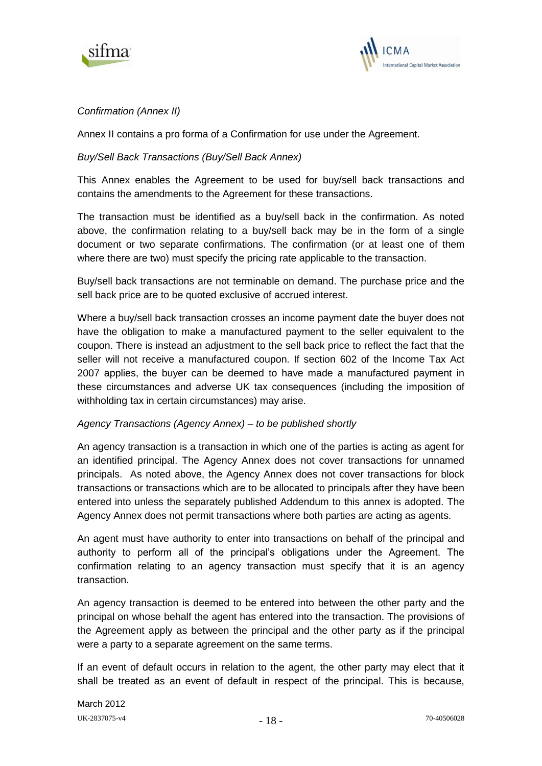*Confirmation (Annex II)*

Annex II contains a pro forma of a Confirmation for use under the Agreement.

*Buy/Sell Back Transactions (Buy/Sell Back Annex)*

This Annex enables the Agreement to be used for buy/sell back transactions and contains the amendments to the Agreement for these transactions.

The transaction must be identified as a buy/sell back in the confirmation. As noted above, the confirmation relating to a buy/sell back may be in the form of a single document or two separate confirmations. The confirmation (or at least one of them where there are two) must specify the pricing rate applicable to the transaction.

Buy/sell back transactions are not terminable on demand. The purchase price and the sell back price are to be quoted exclusive of accrued interest.

Where a buy/sell back transaction crosses an income payment date the buyer does not have the obligation to make a manufactured payment to the seller equivalent to the coupon. There is instead an adjustment to the sell back price to reflect the fact that the seller will not receive a manufactured coupon. If section 602 of the Income Tax Act 2007 applies, the buyer can be deemed to have made a manufactured payment in these circumstances and adverse UK tax consequences (including the imposition of withholding tax in certain circumstances) may arise.

*Agency Transactions (Agency Annex) – to be published shortly*

An agency transaction is a transaction in which one of the parties is acting as agent for an identified principal. The Agency Annex does not cover transactions for unnamed principals. As noted above, the Agency Annex does not cover transactions for block transactions or transactions which are to be allocated to principals after they have been entered into unless the separately published Addendum to this annex is adopted. The Agency Annex does not permit transactions where both parties are acting as agents.

An agent must have authority to enter into transactions on behalf of the principal and authority to perform all of the principal's obligations under the Agreement. The confirmation relating to an agency transaction must specify that it is an agency transaction.

An agency transaction is deemed to be entered into between the other party and the principal on whose behalf the agent has entered into the transaction. The provisions of the Agreement apply as between the principal and the other party as if the principal were a party to a separate agreement on the same terms.

If an event of default occurs in relation to the agent, the other party may elect that it shall be treated as an event of default in respect of the principal. This is because,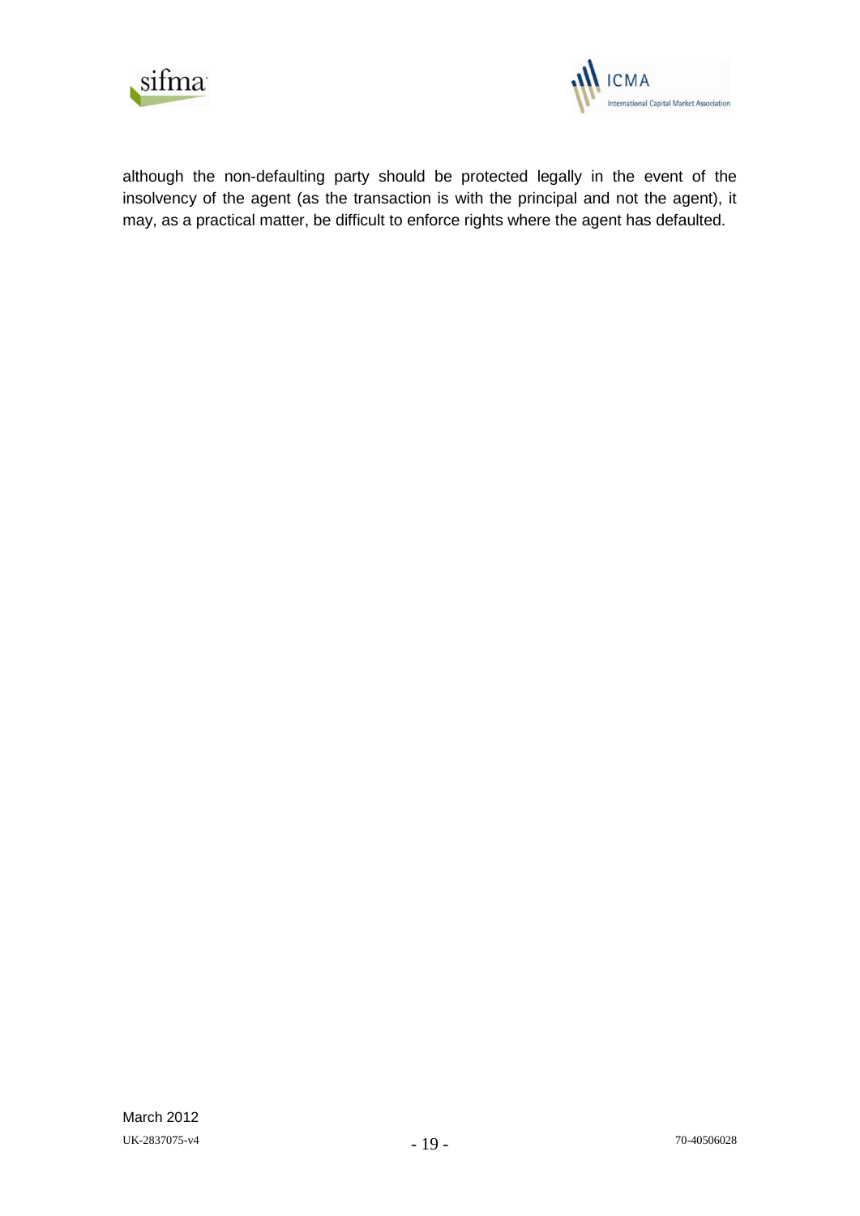although the non-defaulting party should be protected legally in the event of the insolvency of the agent (as the transaction is with the principal and not the agent), it may, as a practical matter, be difficult to enforce rights where the agent has defaulted.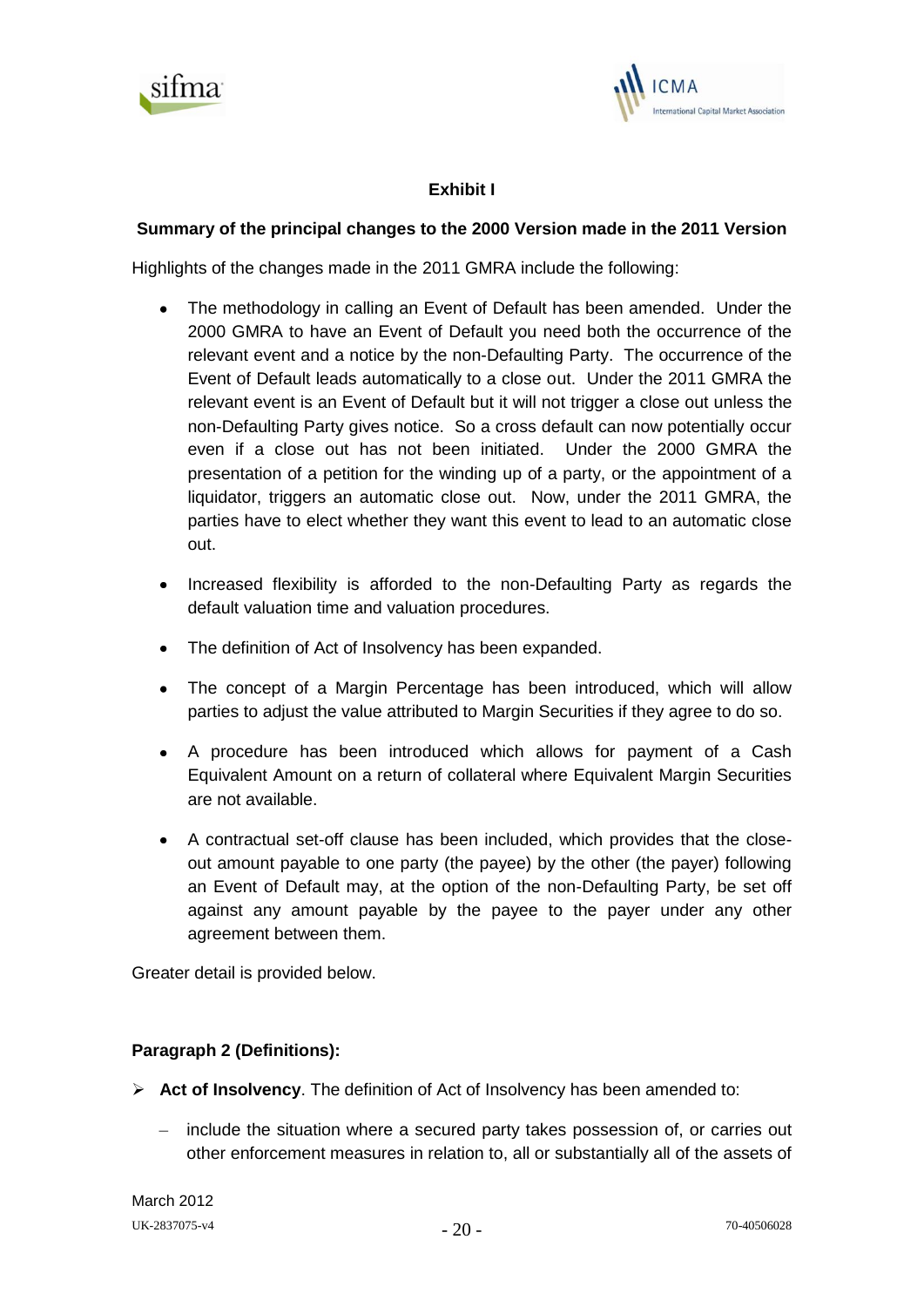**Exhibit I**

**Summary of the principal changes to the 2000 Version made in the 2011 Version**

Highlights of the changes made in the 2011 GMRA include the following:

- The methodology in calling an Event of Default has been amended. Under the 2000 GMRA to have an Event of Default you need both the occurrence of the relevant event and a notice by the non-Defaulting Party. The occurrence of the Event of Default leads automatically to a close out. Under the 2011 GMRA the relevant event is an Event of Default but it will not trigger a close out unless the non-Defaulting Party gives notice. So a cross default can now potentially occur even if a close out has not been initiated. Under the 2000 GMRA the presentation of a petition for the winding up of a party, or the appointment of a liquidator, triggers an automatic close out. Now, under the 2011 GMRA, the parties have to elect whether they want this event to lead to an automatic close out.
- Increased flexibility is afforded to the non-Defaulting Party as regards the default valuation time and valuation procedures.
- The definition of Act of Insolvency has been expanded.
- The concept of a Margin Percentage has been introduced, which will allow parties to adjust the value attributed to Margin Securities if they agree to do so.
- A procedure has been introduced which allows for payment of a Cash Equivalent Amount on a return of collateral where Equivalent Margin Securities are not available.
- A contractual set-off clause has been included, which provides that the close-out amount payable to one party (the payee) by the other (the payer) following an Event of Default may, at the option of the non-Defaulting Party, be set off against any amount payable by the payee to the payer under any other agreement between them.

Greater detail is provided below.

**Paragraph 2 (Definitions):**

- **Act of Insolvency**. The definition of Act of Insolvency has been amended to:
  - include the situation where a secured party takes possession of, or carries out other enforcement measures in relation to, all or substantially all of the assets of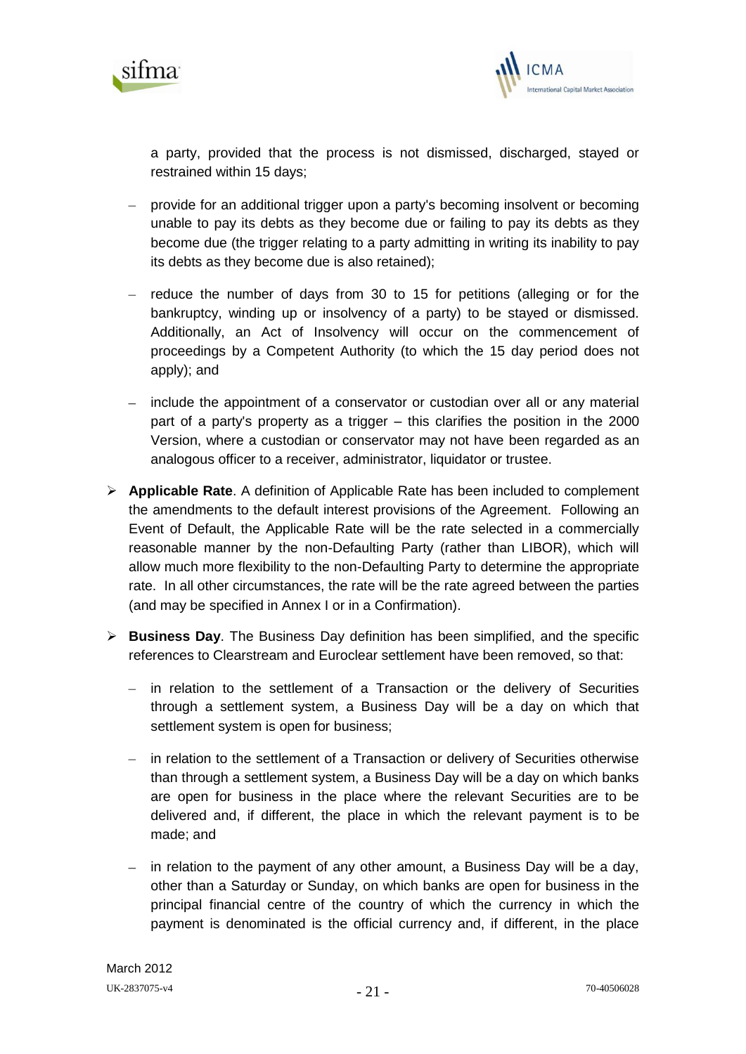a party, provided that the process is not dismissed, discharged, stayed or restrained within 15 days;

- provide for an additional trigger upon a party's becoming insolvent or becoming unable to pay its debts as they become due or failing to pay its debts as they become due (the trigger relating to a party admitting in writing its inability to pay its debts as they become due is also retained);

- reduce the number of days from 30 to 15 for petitions (alleging or for the bankruptcy, winding up or insolvency of a party) to be stayed or dismissed. Additionally, an Act of Insolvency will occur on the commencement of proceedings by a Competent Authority (to which the 15 day period does not apply); and

- include the appointment of a conservator or custodian over all or any material part of a party's property as a trigger – this clarifies the position in the 2000 Version, where a custodian or conservator may not have been regarded as an analogous officer to a receiver, administrator, liquidator or trustee.

- **Applicable Rate**. A definition of Applicable Rate has been included to complement the amendments to the default interest provisions of the Agreement. Following an Event of Default, the Applicable Rate will be the rate selected in a commercially reasonable manner by the non-Defaulting Party (rather than LIBOR), which will allow much more flexibility to the non-Defaulting Party to determine the appropriate rate. In all other circumstances, the rate will be the rate agreed between the parties (and may be specified in Annex I or in a Confirmation).

- **Business Day**. The Business Day definition has been simplified, and the specific references to Clearstream and Euroclear settlement have been removed, so that:

  - in relation to the settlement of a Transaction or the delivery of Securities through a settlement system, a Business Day will be a day on which that settlement system is open for business;

  - in relation to the settlement of a Transaction or delivery of Securities otherwise than through a settlement system, a Business Day will be a day on which banks are open for business in the place where the relevant Securities are to be delivered and, if different, the place in which the relevant payment is to be made; and

  - in relation to the payment of any other amount, a Business Day will be a day, other than a Saturday or Sunday, on which banks are open for business in the principal financial centre of the country of which the currency in which the payment is denominated is the official currency and, if different, in the place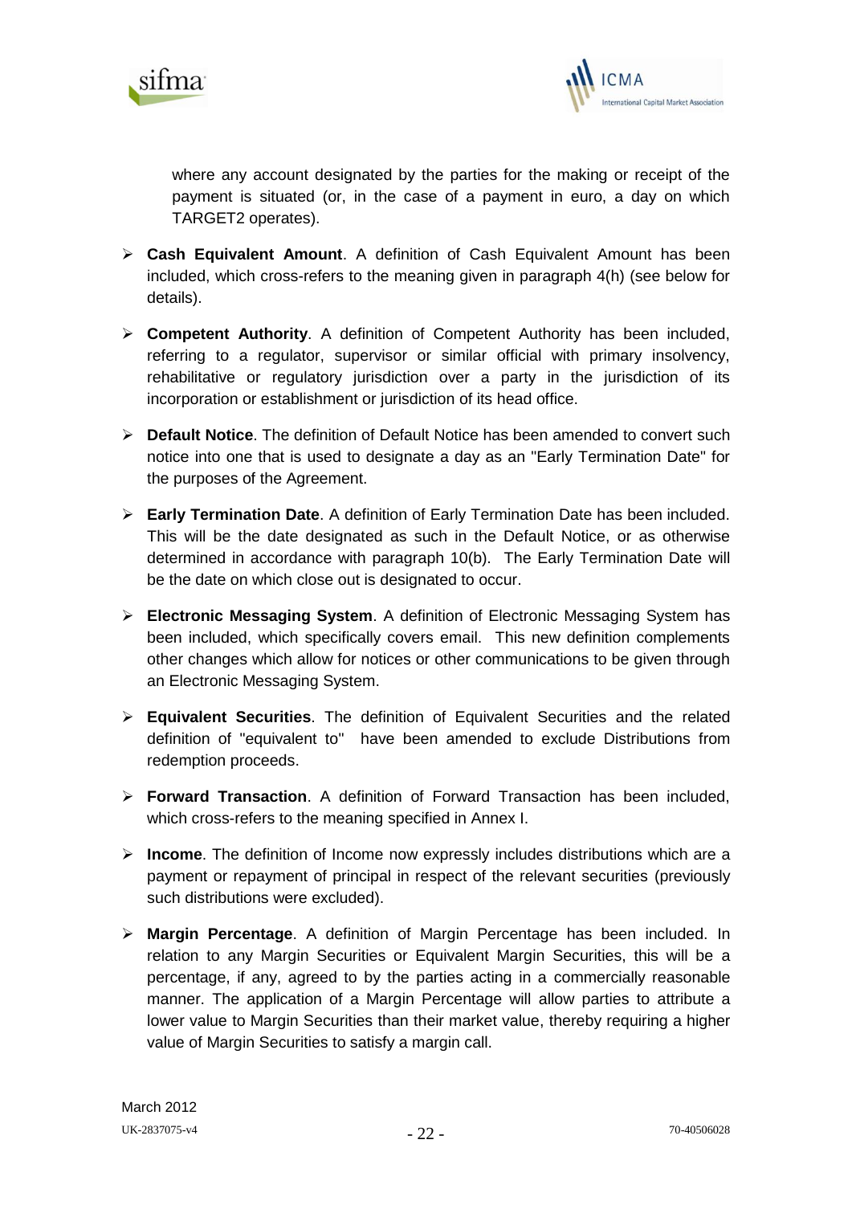where any account designated by the parties for the making or receipt of the payment is situated (or, in the case of a payment in euro, a day on which TARGET2 operates).

- **Cash Equivalent Amount**. A definition of Cash Equivalent Amount has been included, which cross-refers to the meaning given in paragraph 4(h) (see below for details).
- **Competent Authority**. A definition of Competent Authority has been included, referring to a regulator, supervisor or similar official with primary insolvency, rehabilitative or regulatory jurisdiction over a party in the jurisdiction of its incorporation or establishment or jurisdiction of its head office.
- **Default Notice**. The definition of Default Notice has been amended to convert such notice into one that is used to designate a day as an "Early Termination Date" for the purposes of the Agreement.
- **Early Termination Date**. A definition of Early Termination Date has been included. This will be the date designated as such in the Default Notice, or as otherwise determined in accordance with paragraph 10(b). The Early Termination Date will be the date on which close out is designated to occur.
- **Electronic Messaging System**. A definition of Electronic Messaging System has been included, which specifically covers email. This new definition complements other changes which allow for notices or other communications to be given through an Electronic Messaging System.
- **Equivalent Securities**. The definition of Equivalent Securities and the related definition of "equivalent to" have been amended to exclude Distributions from redemption proceeds.
- **Forward Transaction**. A definition of Forward Transaction has been included, which cross-refers to the meaning specified in Annex I.
- **Income**. The definition of Income now expressly includes distributions which are a payment or repayment of principal in respect of the relevant securities (previously such distributions were excluded).
- **Margin Percentage**. A definition of Margin Percentage has been included. In relation to any Margin Securities or Equivalent Margin Securities, this will be a percentage, if any, agreed to by the parties acting in a commercially reasonable manner. The application of a Margin Percentage will allow parties to attribute a lower value to Margin Securities than their market value, thereby requiring a higher value of Margin Securities to satisfy a margin call.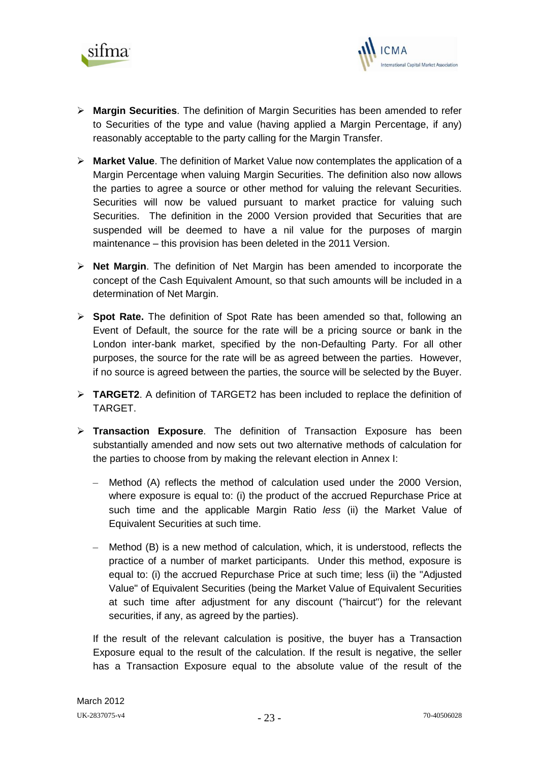- **Margin Securities**. The definition of Margin Securities has been amended to refer to Securities of the type and value (having applied a Margin Percentage, if any) reasonably acceptable to the party calling for the Margin Transfer.

- **Market Value**. The definition of Market Value now contemplates the application of a Margin Percentage when valuing Margin Securities. The definition also now allows the parties to agree a source or other method for valuing the relevant Securities. Securities will now be valued pursuant to market practice for valuing such Securities. The definition in the 2000 Version provided that Securities that are suspended will be deemed to have a nil value for the purposes of margin maintenance – this provision has been deleted in the 2011 Version.

- **Net Margin**. The definition of Net Margin has been amended to incorporate the concept of the Cash Equivalent Amount, so that such amounts will be included in a determination of Net Margin.

- **Spot Rate.** The definition of Spot Rate has been amended so that, following an Event of Default, the source for the rate will be a pricing source or bank in the London inter-bank market, specified by the non-Defaulting Party. For all other purposes, the source for the rate will be as agreed between the parties. However, if no source is agreed between the parties, the source will be selected by the Buyer.

- **TARGET2**. A definition of TARGET2 has been included to replace the definition of TARGET.

- **Transaction Exposure**. The definition of Transaction Exposure has been substantially amended and now sets out two alternative methods of calculation for the parties to choose from by making the relevant election in Annex I:

  - Method (A) reflects the method of calculation used under the 2000 Version, where exposure is equal to: (i) the product of the accrued Repurchase Price at such time and the applicable Margin Ratio *less* (ii) the Market Value of Equivalent Securities at such time.

  - Method (B) is a new method of calculation, which, it is understood, reflects the practice of a number of market participants. Under this method, exposure is equal to: (i) the accrued Repurchase Price at such time; less (ii) the "Adjusted Value" of Equivalent Securities (being the Market Value of Equivalent Securities at such time after adjustment for any discount ("haircut") for the relevant securities, if any, as agreed by the parties).

  If the result of the relevant calculation is positive, the buyer has a Transaction Exposure equal to the result of the calculation. If the result is negative, the seller has a Transaction Exposure equal to the absolute value of the result of the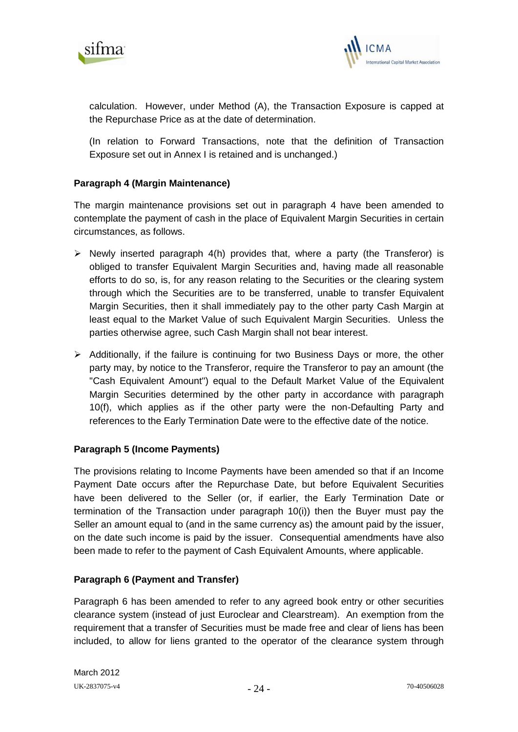calculation. However, under Method (A), the Transaction Exposure is capped at the Repurchase Price as at the date of determination.

(In relation to Forward Transactions, note that the definition of Transaction Exposure set out in Annex I is retained and is unchanged.)

**Paragraph 4 (Margin Maintenance)**

The margin maintenance provisions set out in paragraph 4 have been amended to contemplate the payment of cash in the place of Equivalent Margin Securities in certain circumstances, as follows.

- Newly inserted paragraph 4(h) provides that, where a party (the Transferor) is obliged to transfer Equivalent Margin Securities and, having made all reasonable efforts to do so, is, for any reason relating to the Securities or the clearing system through which the Securities are to be transferred, unable to transfer Equivalent Margin Securities, then it shall immediately pay to the other party Cash Margin at least equal to the Market Value of such Equivalent Margin Securities. Unless the parties otherwise agree, such Cash Margin shall not bear interest.
- Additionally, if the failure is continuing for two Business Days or more, the other party may, by notice to the Transferor, require the Transferor to pay an amount (the "Cash Equivalent Amount") equal to the Default Market Value of the Equivalent Margin Securities determined by the other party in accordance with paragraph 10(f), which applies as if the other party were the non-Defaulting Party and references to the Early Termination Date were to the effective date of the notice.

**Paragraph 5 (Income Payments)**

The provisions relating to Income Payments have been amended so that if an Income Payment Date occurs after the Repurchase Date, but before Equivalent Securities have been delivered to the Seller (or, if earlier, the Early Termination Date or termination of the Transaction under paragraph 10(i)) then the Buyer must pay the Seller an amount equal to (and in the same currency as) the amount paid by the issuer, on the date such income is paid by the issuer. Consequential amendments have also been made to refer to the payment of Cash Equivalent Amounts, where applicable.

**Paragraph 6 (Payment and Transfer)**

Paragraph 6 has been amended to refer to any agreed book entry or other securities clearance system (instead of just Euroclear and Clearstream). An exemption from the requirement that a transfer of Securities must be made free and clear of liens has been included, to allow for liens granted to the operator of the clearance system through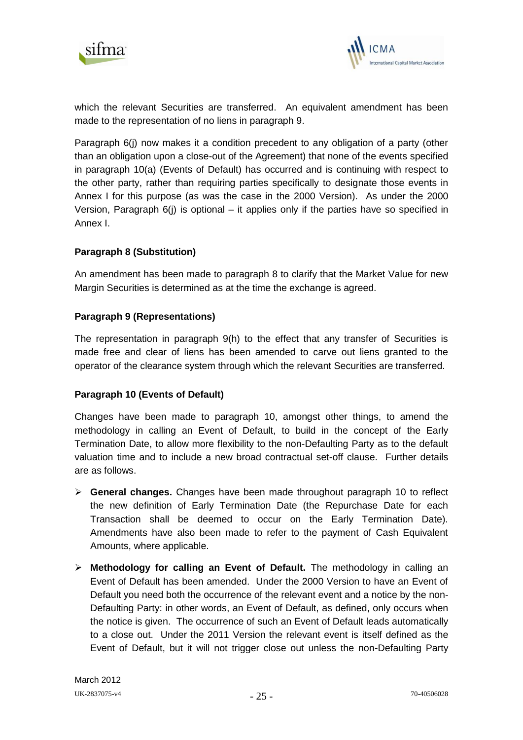which the relevant Securities are transferred. An equivalent amendment has been made to the representation of no liens in paragraph 9.

Paragraph 6(j) now makes it a condition precedent to any obligation of a party (other than an obligation upon a close-out of the Agreement) that none of the events specified in paragraph 10(a) (Events of Default) has occurred and is continuing with respect to the other party, rather than requiring parties specifically to designate those events in Annex I for this purpose (as was the case in the 2000 Version). As under the 2000 Version, Paragraph 6(j) is optional – it applies only if the parties have so specified in Annex I.

**Paragraph 8 (Substitution)**

An amendment has been made to paragraph 8 to clarify that the Market Value for new Margin Securities is determined as at the time the exchange is agreed.

**Paragraph 9 (Representations)**

The representation in paragraph 9(h) to the effect that any transfer of Securities is made free and clear of liens has been amended to carve out liens granted to the operator of the clearance system through which the relevant Securities are transferred.

**Paragraph 10 (Events of Default)**

Changes have been made to paragraph 10, amongst other things, to amend the methodology in calling an Event of Default, to build in the concept of the Early Termination Date, to allow more flexibility to the non-Defaulting Party as to the default valuation time and to include a new broad contractual set-off clause. Further details are as follows.

- **General changes.** Changes have been made throughout paragraph 10 to reflect the new definition of Early Termination Date (the Repurchase Date for each Transaction shall be deemed to occur on the Early Termination Date). Amendments have also been made to refer to the payment of Cash Equivalent Amounts, where applicable.
- **Methodology for calling an Event of Default.** The methodology in calling an Event of Default has been amended. Under the 2000 Version to have an Event of Default you need both the occurrence of the relevant event and a notice by the non-Defaulting Party: in other words, an Event of Default, as defined, only occurs when the notice is given. The occurrence of such an Event of Default leads automatically to a close out. Under the 2011 Version the relevant event is itself defined as the Event of Default, but it will not trigger close out unless the non-Defaulting Party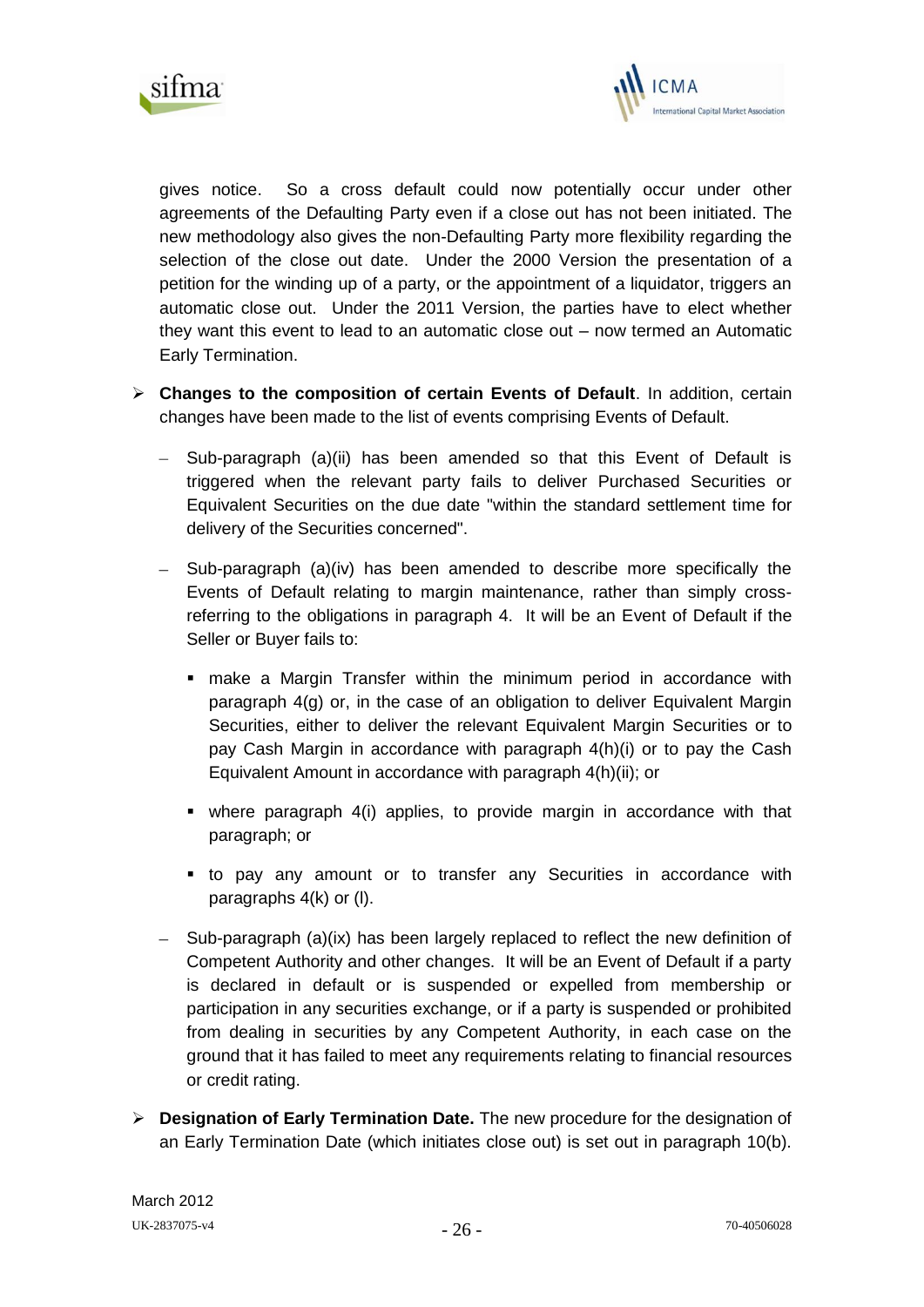gives notice. So a cross default could now potentially occur under other agreements of the Defaulting Party even if a close out has not been initiated. The new methodology also gives the non-Defaulting Party more flexibility regarding the selection of the close out date. Under the 2000 Version the presentation of a petition for the winding up of a party, or the appointment of a liquidator, triggers an automatic close out. Under the 2011 Version, the parties have to elect whether they want this event to lead to an automatic close out – now termed an Automatic Early Termination.

- **Changes to the composition of certain Events of Default**. In addition, certain changes have been made to the list of events comprising Events of Default.
  - Sub-paragraph (a)(ii) has been amended so that this Event of Default is triggered when the relevant party fails to deliver Purchased Securities or Equivalent Securities on the due date "within the standard settlement time for delivery of the Securities concerned".
  - Sub-paragraph (a)(iv) has been amended to describe more specifically the Events of Default relating to margin maintenance, rather than simply cross-referring to the obligations in paragraph 4. It will be an Event of Default if the Seller or Buyer fails to:
    - make a Margin Transfer within the minimum period in accordance with paragraph 4(g) or, in the case of an obligation to deliver Equivalent Margin Securities, either to deliver the relevant Equivalent Margin Securities or to pay Cash Margin in accordance with paragraph 4(h)(i) or to pay the Cash Equivalent Amount in accordance with paragraph 4(h)(ii); or
    - where paragraph 4(i) applies, to provide margin in accordance with that paragraph; or
    - to pay any amount or to transfer any Securities in accordance with paragraphs 4(k) or (l).
  - Sub-paragraph (a)(ix) has been largely replaced to reflect the new definition of Competent Authority and other changes. It will be an Event of Default if a party is declared in default or is suspended or expelled from membership or participation in any securities exchange, or if a party is suspended or prohibited from dealing in securities by any Competent Authority, in each case on the ground that it has failed to meet any requirements relating to financial resources or credit rating.
- **Designation of Early Termination Date.** The new procedure for the designation of an Early Termination Date (which initiates close out) is set out in paragraph 10(b).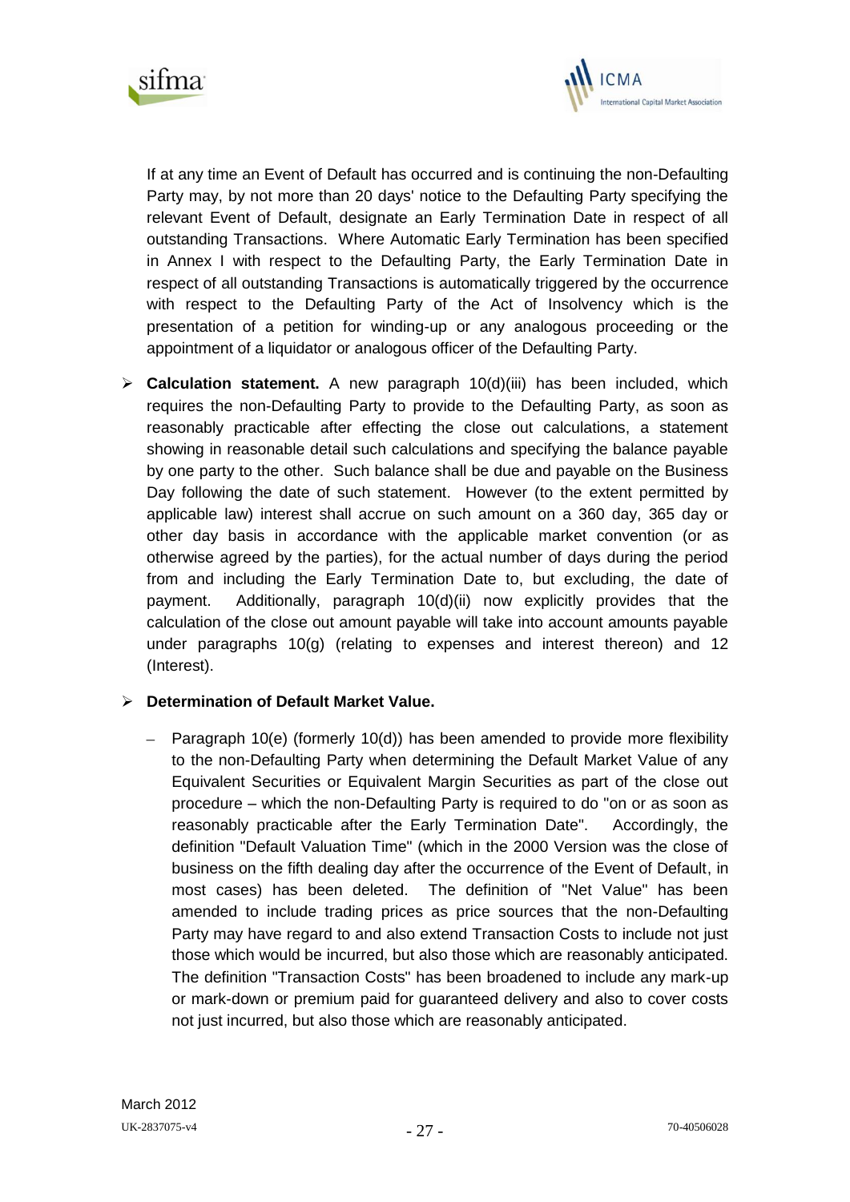If at any time an Event of Default has occurred and is continuing the non-Defaulting Party may, by not more than 20 days' notice to the Defaulting Party specifying the relevant Event of Default, designate an Early Termination Date in respect of all outstanding Transactions. Where Automatic Early Termination has been specified in Annex I with respect to the Defaulting Party, the Early Termination Date in respect of all outstanding Transactions is automatically triggered by the occurrence with respect to the Defaulting Party of the Act of Insolvency which is the presentation of a petition for winding-up or any analogous proceeding or the appointment of a liquidator or analogous officer of the Defaulting Party.

- **Calculation statement.** A new paragraph 10(d)(iii) has been included, which requires the non-Defaulting Party to provide to the Defaulting Party, as soon as reasonably practicable after effecting the close out calculations, a statement showing in reasonable detail such calculations and specifying the balance payable by one party to the other. Such balance shall be due and payable on the Business Day following the date of such statement. However (to the extent permitted by applicable law) interest shall accrue on such amount on a 360 day, 365 day or other day basis in accordance with the applicable market convention (or as otherwise agreed by the parties), for the actual number of days during the period from and including the Early Termination Date to, but excluding, the date of payment. Additionally, paragraph 10(d)(ii) now explicitly provides that the calculation of the close out amount payable will take into account amounts payable under paragraphs 10(g) (relating to expenses and interest thereon) and 12 (Interest).

- **Determination of Default Market Value.**
  - Paragraph 10(e) (formerly 10(d)) has been amended to provide more flexibility to the non-Defaulting Party when determining the Default Market Value of any Equivalent Securities or Equivalent Margin Securities as part of the close out procedure – which the non-Defaulting Party is required to do "on or as soon as reasonably practicable after the Early Termination Date". Accordingly, the definition "Default Valuation Time" (which in the 2000 Version was the close of business on the fifth dealing day after the occurrence of the Event of Default, in most cases) has been deleted. The definition of "Net Value" has been amended to include trading prices as price sources that the non-Defaulting Party may have regard to and also extend Transaction Costs to include not just those which would be incurred, but also those which are reasonably anticipated. The definition "Transaction Costs" has been broadened to include any mark-up or mark-down or premium paid for guaranteed delivery and also to cover costs not just incurred, but also those which are reasonably anticipated.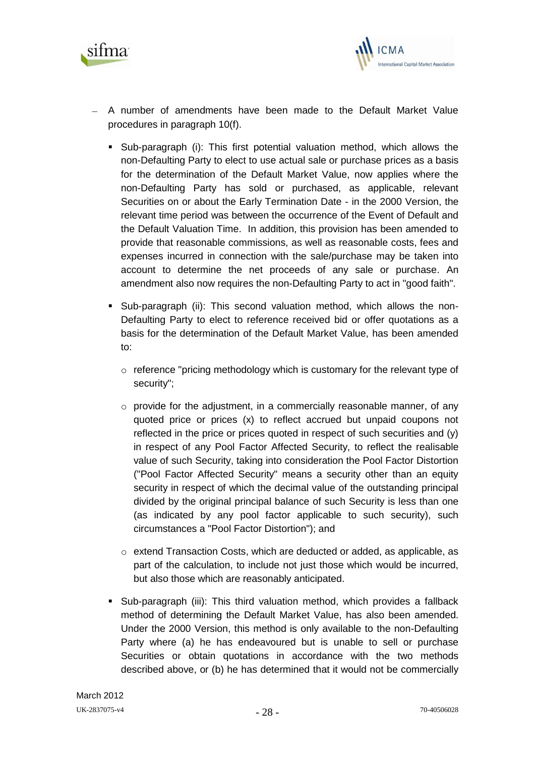- A number of amendments have been made to the Default Market Value procedures in paragraph 10(f).

  - Sub-paragraph (i): This first potential valuation method, which allows the non-Defaulting Party to elect to use actual sale or purchase prices as a basis for the determination of the Default Market Value, now applies where the non-Defaulting Party has sold or purchased, as applicable, relevant Securities on or about the Early Termination Date - in the 2000 Version, the relevant time period was between the occurrence of the Event of Default and the Default Valuation Time. In addition, this provision has been amended to provide that reasonable commissions, as well as reasonable costs, fees and expenses incurred in connection with the sale/purchase may be taken into account to determine the net proceeds of any sale or purchase. An amendment also now requires the non-Defaulting Party to act in "good faith".

  - Sub-paragraph (ii): This second valuation method, which allows the non-Defaulting Party to elect to reference received bid or offer quotations as a basis for the determination of the Default Market Value, has been amended to:

    - reference "pricing methodology which is customary for the relevant type of security";

    - provide for the adjustment, in a commercially reasonable manner, of any quoted price or prices (x) to reflect accrued but unpaid coupons not reflected in the price or prices quoted in respect of such securities and (y) in respect of any Pool Factor Affected Security, to reflect the realisable value of such Security, taking into consideration the Pool Factor Distortion ("Pool Factor Affected Security" means a security other than an equity security in respect of which the decimal value of the outstanding principal divided by the original principal balance of such Security is less than one (as indicated by any pool factor applicable to such security), such circumstances a "Pool Factor Distortion"); and

    - extend Transaction Costs, which are deducted or added, as applicable, as part of the calculation, to include not just those which would be incurred, but also those which are reasonably anticipated.

  - Sub-paragraph (iii): This third valuation method, which provides a fallback method of determining the Default Market Value, has also been amended. Under the 2000 Version, this method is only available to the non-Defaulting Party where (a) he has endeavoured but is unable to sell or purchase Securities or obtain quotations in accordance with the two methods described above, or (b) he has determined that it would not be commercially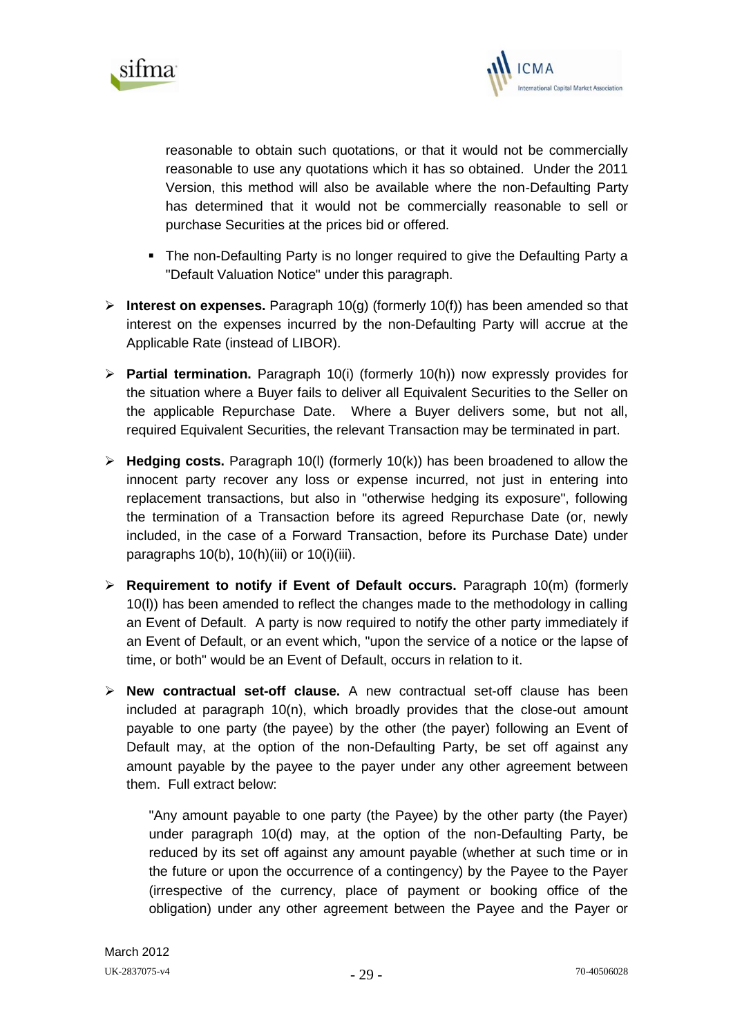reasonable to obtain such quotations, or that it would not be commercially reasonable to use any quotations which it has so obtained. Under the 2011 Version, this method will also be available where the non-Defaulting Party has determined that it would not be commercially reasonable to sell or purchase Securities at the prices bid or offered.

- The non-Defaulting Party is no longer required to give the Defaulting Party a "Default Valuation Notice" under this paragraph.

- **Interest on expenses.** Paragraph 10(g) (formerly 10(f)) has been amended so that interest on the expenses incurred by the non-Defaulting Party will accrue at the Applicable Rate (instead of LIBOR).

- **Partial termination.** Paragraph 10(i) (formerly 10(h)) now expressly provides for the situation where a Buyer fails to deliver all Equivalent Securities to the Seller on the applicable Repurchase Date. Where a Buyer delivers some, but not all, required Equivalent Securities, the relevant Transaction may be terminated in part.

- **Hedging costs.** Paragraph 10(l) (formerly 10(k)) has been broadened to allow the innocent party recover any loss or expense incurred, not just in entering into replacement transactions, but also in "otherwise hedging its exposure", following the termination of a Transaction before its agreed Repurchase Date (or, newly included, in the case of a Forward Transaction, before its Purchase Date) under paragraphs 10(b), 10(h)(iii) or 10(i)(iii).

- **Requirement to notify if Event of Default occurs.** Paragraph 10(m) (formerly 10(l)) has been amended to reflect the changes made to the methodology in calling an Event of Default. A party is now required to notify the other party immediately if an Event of Default, or an event which, "upon the service of a notice or the lapse of time, or both" would be an Event of Default, occurs in relation to it.

- **New contractual set-off clause.** A new contractual set-off clause has been included at paragraph 10(n), which broadly provides that the close-out amount payable to one party (the payee) by the other (the payer) following an Event of Default may, at the option of the non-Defaulting Party, be set off against any amount payable by the payee to the payer under any other agreement between them. Full extract below:

  "Any amount payable to one party (the Payee) by the other party (the Payer) under paragraph 10(d) may, at the option of the non-Defaulting Party, be reduced by its set off against any amount payable (whether at such time or in the future or upon the occurrence of a contingency) by the Payee to the Payer (irrespective of the currency, place of payment or booking office of the obligation) under any other agreement between the Payee and the Payer or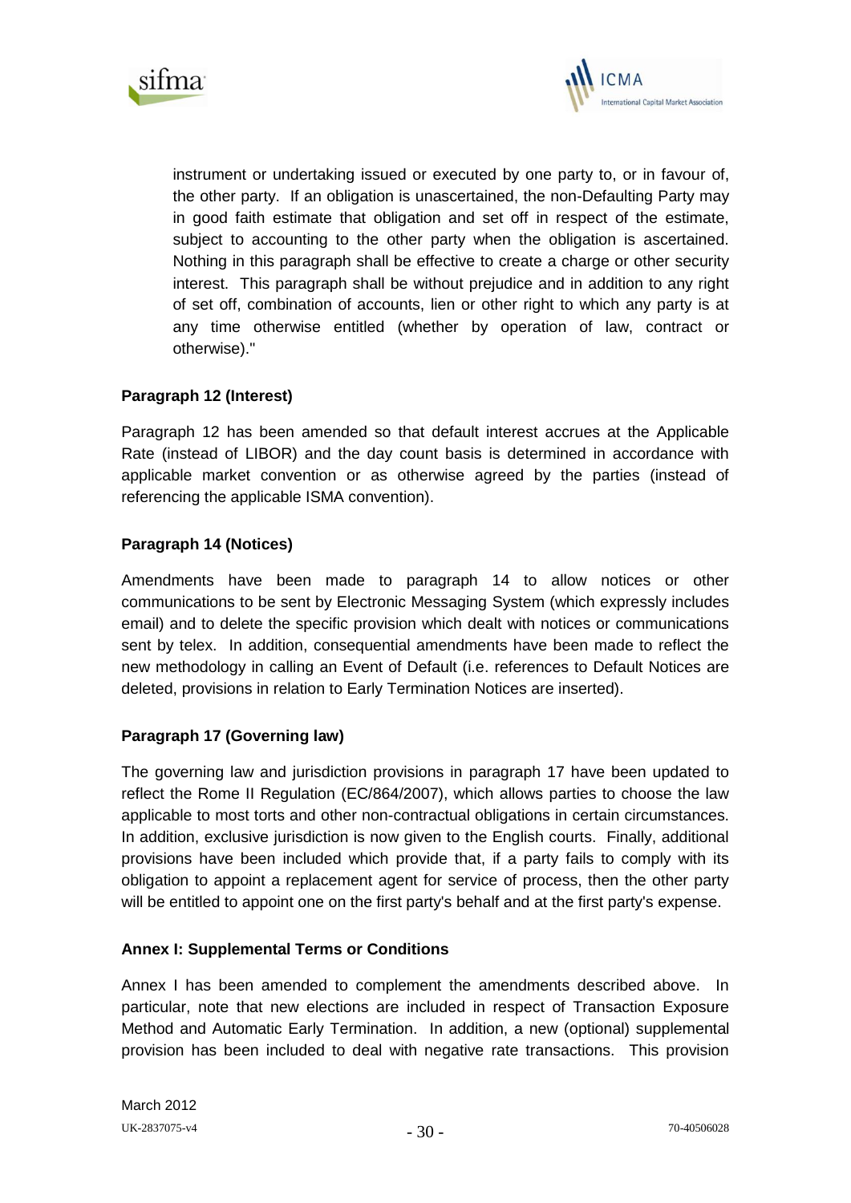instrument or undertaking issued or executed by one party to, or in favour of, the other party. If an obligation is unascertained, the non-Defaulting Party may in good faith estimate that obligation and set off in respect of the estimate, subject to accounting to the other party when the obligation is ascertained. Nothing in this paragraph shall be effective to create a charge or other security interest. This paragraph shall be without prejudice and in addition to any right of set off, combination of accounts, lien or other right to which any party is at any time otherwise entitled (whether by operation of law, contract or otherwise)."

**Paragraph 12 (Interest)**

Paragraph 12 has been amended so that default interest accrues at the Applicable Rate (instead of LIBOR) and the day count basis is determined in accordance with applicable market convention or as otherwise agreed by the parties (instead of referencing the applicable ISMA convention).

**Paragraph 14 (Notices)**

Amendments have been made to paragraph 14 to allow notices or other communications to be sent by Electronic Messaging System (which expressly includes email) and to delete the specific provision which dealt with notices or communications sent by telex. In addition, consequential amendments have been made to reflect the new methodology in calling an Event of Default (i.e. references to Default Notices are deleted, provisions in relation to Early Termination Notices are inserted).

**Paragraph 17 (Governing law)**

The governing law and jurisdiction provisions in paragraph 17 have been updated to reflect the Rome II Regulation (EC/864/2007), which allows parties to choose the law applicable to most torts and other non-contractual obligations in certain circumstances. In addition, exclusive jurisdiction is now given to the English courts. Finally, additional provisions have been included which provide that, if a party fails to comply with its obligation to appoint a replacement agent for service of process, then the other party will be entitled to appoint one on the first party's behalf and at the first party's expense.

**Annex I: Supplemental Terms or Conditions**

Annex I has been amended to complement the amendments described above. In particular, note that new elections are included in respect of Transaction Exposure Method and Automatic Early Termination. In addition, a new (optional) supplemental provision has been included to deal with negative rate transactions. This provision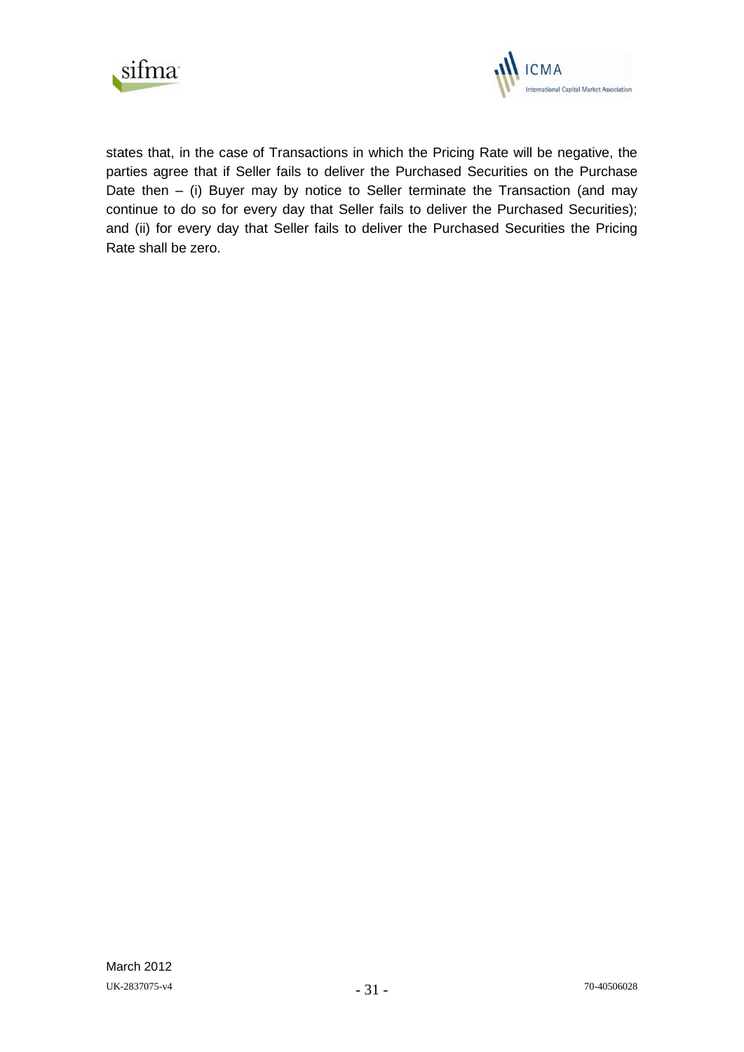states that, in the case of Transactions in which the Pricing Rate will be negative, the parties agree that if Seller fails to deliver the Purchased Securities on the Purchase Date then – (i) Buyer may by notice to Seller terminate the Transaction (and may continue to do so for every day that Seller fails to deliver the Purchased Securities); and (ii) for every day that Seller fails to deliver the Purchased Securities the Pricing Rate shall be zero.